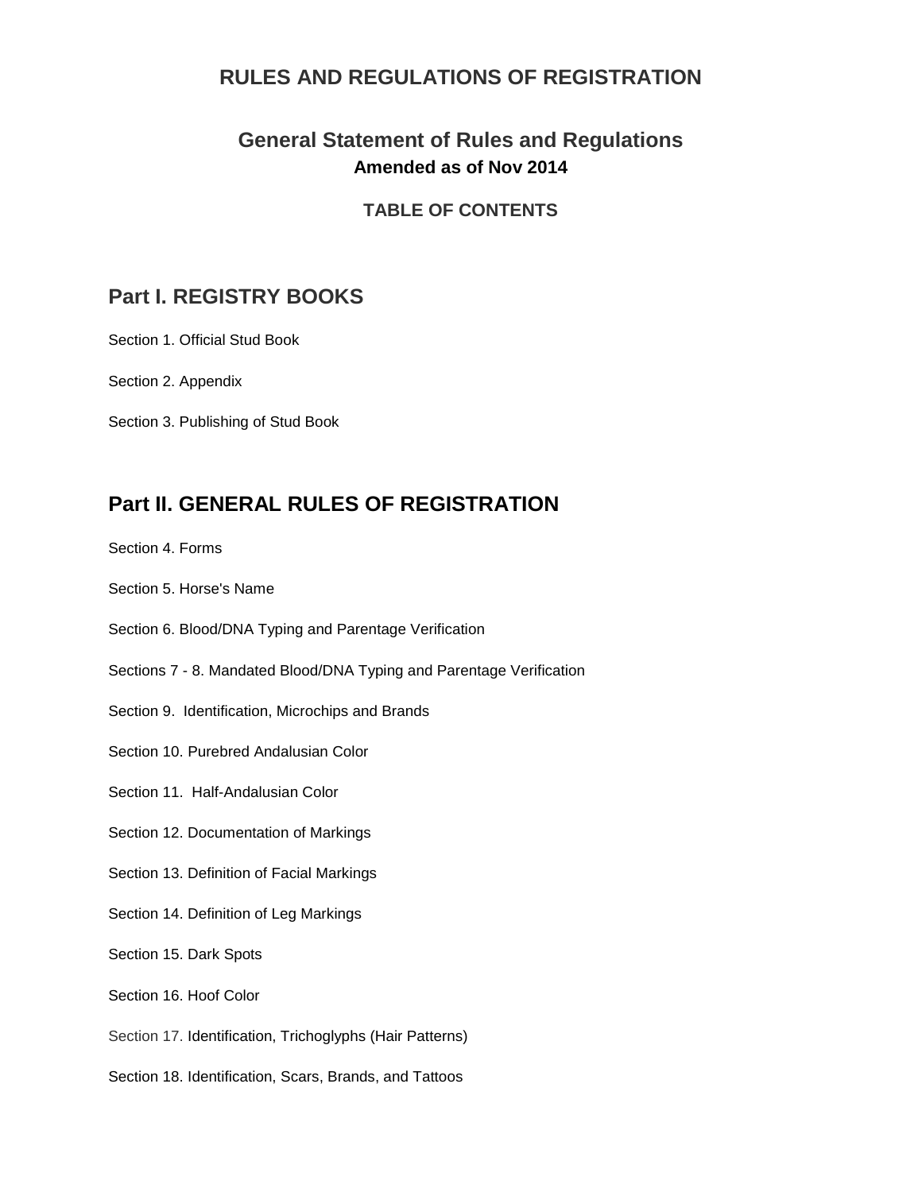# RULES AND REGULATIONS OF REGISTRATION

## General Statement of Rules and Regulations

**Amended as of Nov 2014**

**TABLE OF CONTENTS**

## Part I. REGISTRY BOOKS

Section 1. Official Stud Book

Section 2. Appendix

Section 3. Publishing of Stud Book

## Part II. GENERAL RULES OF REGISTRATION

Section 4. Forms

Section 5. Horse's Name

Section 6. Blood/DNA Typing and Parentage Verification

Sections 7 - 8. Mandated Blood/DNA Typing and Parentage Verification

Section 9. Identification, Microchips and Brands

Section 10. Purebred Andalusian Color

Section 11. Half-Andalusian Color

Section 12. Documentation of Markings

Section 13. Definition of Facial Markings

Section 14. Definition of Leg Markings

Section 15. Dark Spots

Section 16. Hoof Color

Section 17. Identification, Trichoglyphs (Hair Patterns)

Section 18. Identification, Scars, Brands, and Tattoos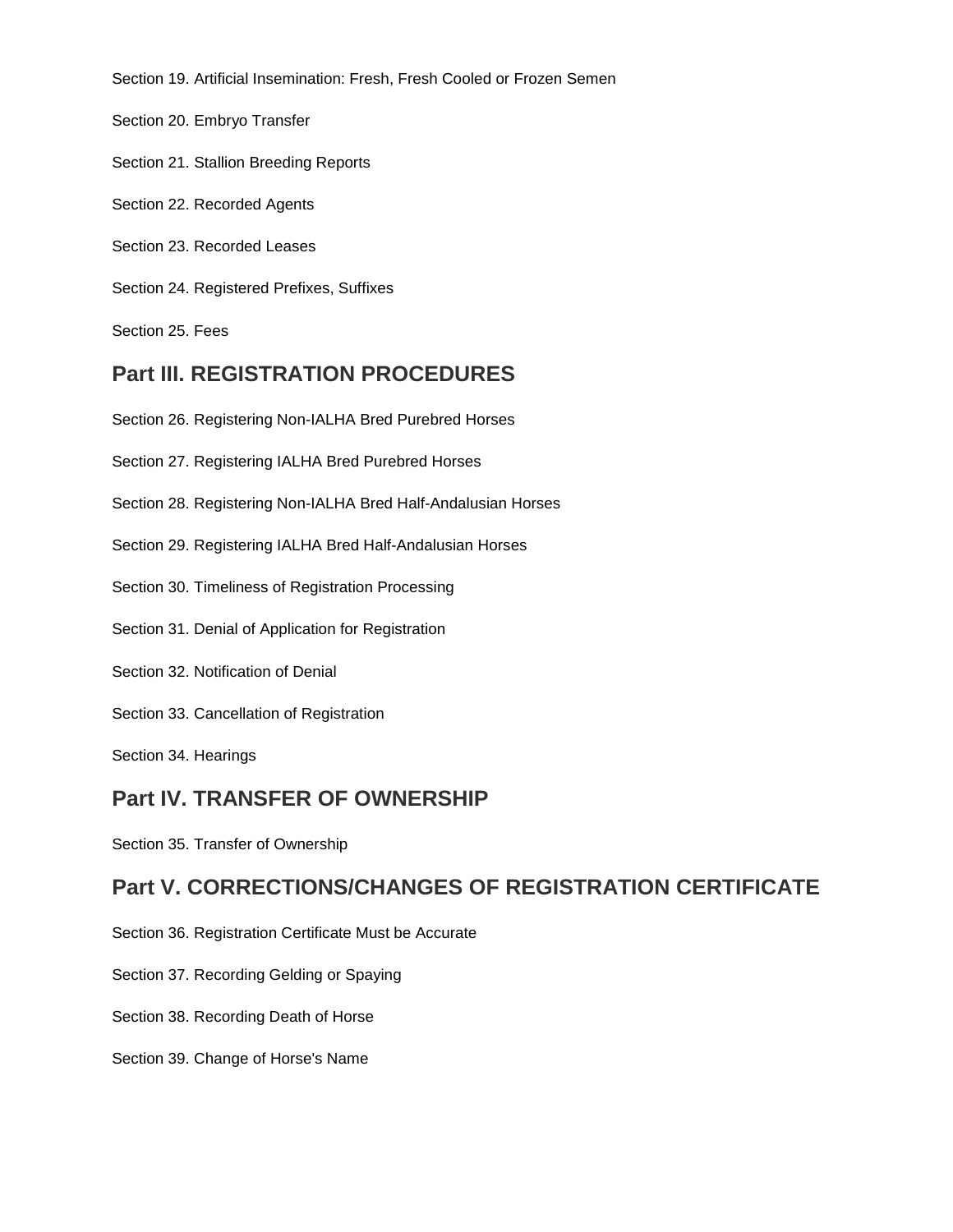Section 19. Artificial Insemination: Fresh, Fresh Cooled or Frozen Semen

Section 20. Embryo Transfer

Section 21. Stallion Breeding Reports

Section 22. Recorded Agents

Section 23. Recorded Leases

Section 24. Registered Prefixes, Suffixes

Section 25. Fees

## Part III. REGISTRATION PROCEDURES

Section 26. Registering Non-IALHA Bred Purebred Horses

Section 27. Registering IALHA Bred Purebred Horses

Section 28. Registering Non-IALHA Bred Half-Andalusian Horses

Section 29. Registering IALHA Bred Half-Andalusian Horses

Section 30. Timeliness of Registration Processing

Section 31. Denial of Application for Registration

Section 32. Notification of Denial

Section 33. Cancellation of Registration

Section 34. Hearings

## Part IV. TRANSFER OF OWNERSHIP

Section 35. Transfer of Ownership

## Part V. CORRECTIONS/CHANGES OF REGISTRATION CERTIFICATE

Section 36. Registration Certificate Must be Accurate

Section 37. Recording Gelding or Spaying

Section 38. Recording Death of Horse

Section 39. Change of Horse's Name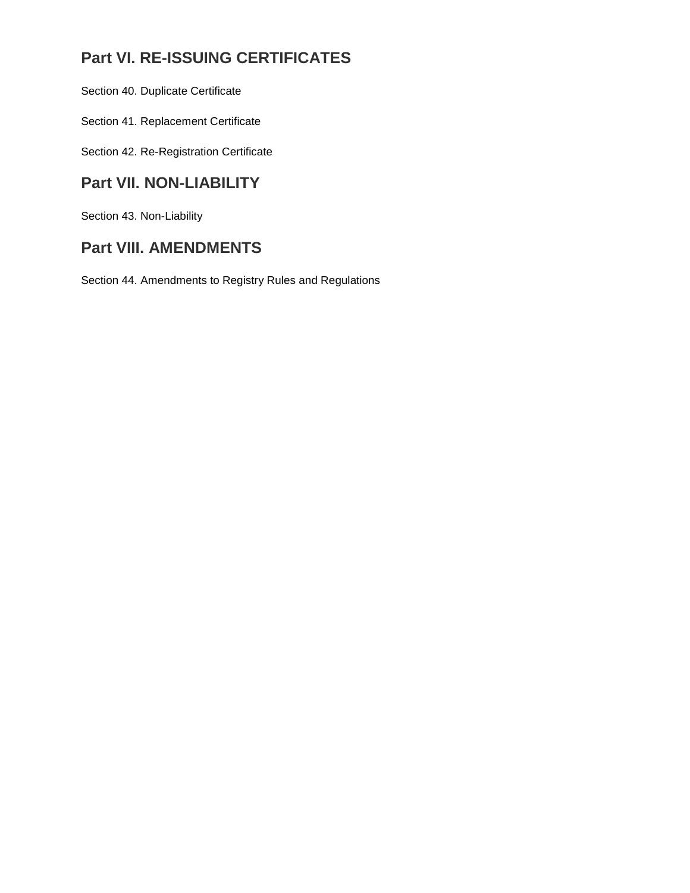## Part VI. RE-ISSUING CERTIFICATES

Section 40. Duplicate Certificate

Section 41. Replacement Certificate

Section 42. Re-Registration Certificate

## Part VII. NON-LIABILITY

Section 43. Non-Liability

## Part VIII. AMENDMENTS

Section 44. Amendments to Registry Rules and Regulations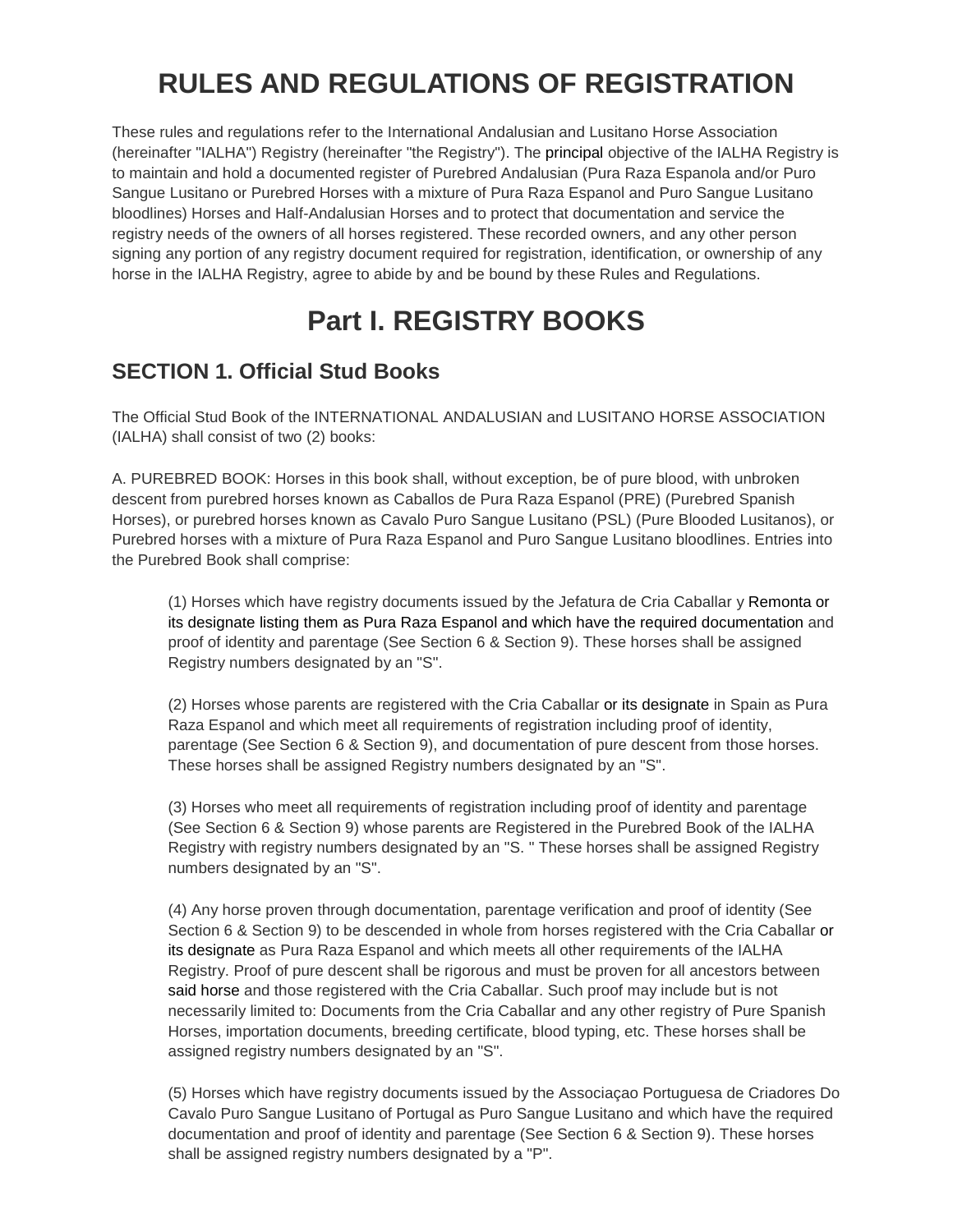# RULES AND REGULATIONS OF REGISTRATION

These rules and regulations refer to the International Andalusian and Lusitano Horse Association (hereinafter "IALHA") Registry (hereinafter "the Registry"). The principal objective of the IALHA Registry is to maintain and hold a documented register of Purebred Andalusian (Pura Raza Espanola and/or Puro Sangue Lusitano or Purebred Horses with a mixture of Pura Raza Espanol and Puro Sangue Lusitano bloodlines) Horses and Half-Andalusian Horses and to protect that documentation and service the registry needs of the owners of all horses registered. These recorded owners, and any other person signing any portion of any registry document required for registration, identification, or ownership of any horse in the IALHA Registry, agree to abide by and be bound by these Rules and Regulations.

# Part I. REGISTRY BOOKS

## SECTION 1. Official Stud Books

The Official Stud Book of the INTERNATIONAL ANDALUSIAN and LUSITANO HORSE ASSOCIATION (IALHA) shall consist of two (2) books:

A. PUREBRED BOOK: Horses in this book shall, without exception, be of pure blood, with unbroken descent from purebred horses known as Caballos de Pura Raza Espanol (PRE) (Purebred Spanish Horses), or purebred horses known as Cavalo Puro Sangue Lusitano (PSL) (Pure Blooded Lusitanos), or Purebred horses with a mixture of Pura Raza Espanol and Puro Sangue Lusitano bloodlines. Entries into the Purebred Book shall comprise:

> (1) Horses which have registry documents issued by the Jefatura de Cria Caballar y Remonta or its designate listing them as Pura Raza Espanol and which have the required documentation and proof of identity and parentage (See Section 6 & Section 9). These horses shall be assigned Registry numbers designated by an "S".
>
> (2) Horses whose parents are registered with the Cria Caballar or its designate in Spain as Pura Raza Espanol and which meet all requirements of registration including proof of identity, parentage (See Section 6 & Section 9), and documentation of pure descent from those horses. These horses shall be assigned Registry numbers designated by an "S".
>
> (3) Horses who meet all requirements of registration including proof of identity and parentage (See Section 6 & Section 9) whose parents are Registered in the Purebred Book of the IALHA Registry with registry numbers designated by an "S. " These horses shall be assigned Registry numbers designated by an "S".
>
> (4) Any horse proven through documentation, parentage verification and proof of identity (See Section 6 & Section 9) to be descended in whole from horses registered with the Cria Caballar or its designate as Pura Raza Espanol and which meets all other requirements of the IALHA Registry. Proof of pure descent shall be rigorous and must be proven for all ancestors between said horse and those registered with the Cria Caballar. Such proof may include but is not necessarily limited to: Documents from the Cria Caballar and any other registry of Pure Spanish Horses, importation documents, breeding certificate, blood typing, etc. These horses shall be assigned registry numbers designated by an "S".
>
> (5) Horses which have registry documents issued by the Associaçao Portuguesa de Criadores Do Cavalo Puro Sangue Lusitano of Portugal as Puro Sangue Lusitano and which have the required documentation and proof of identity and parentage (See Section 6 & Section 9). These horses shall be assigned registry numbers designated by a "P".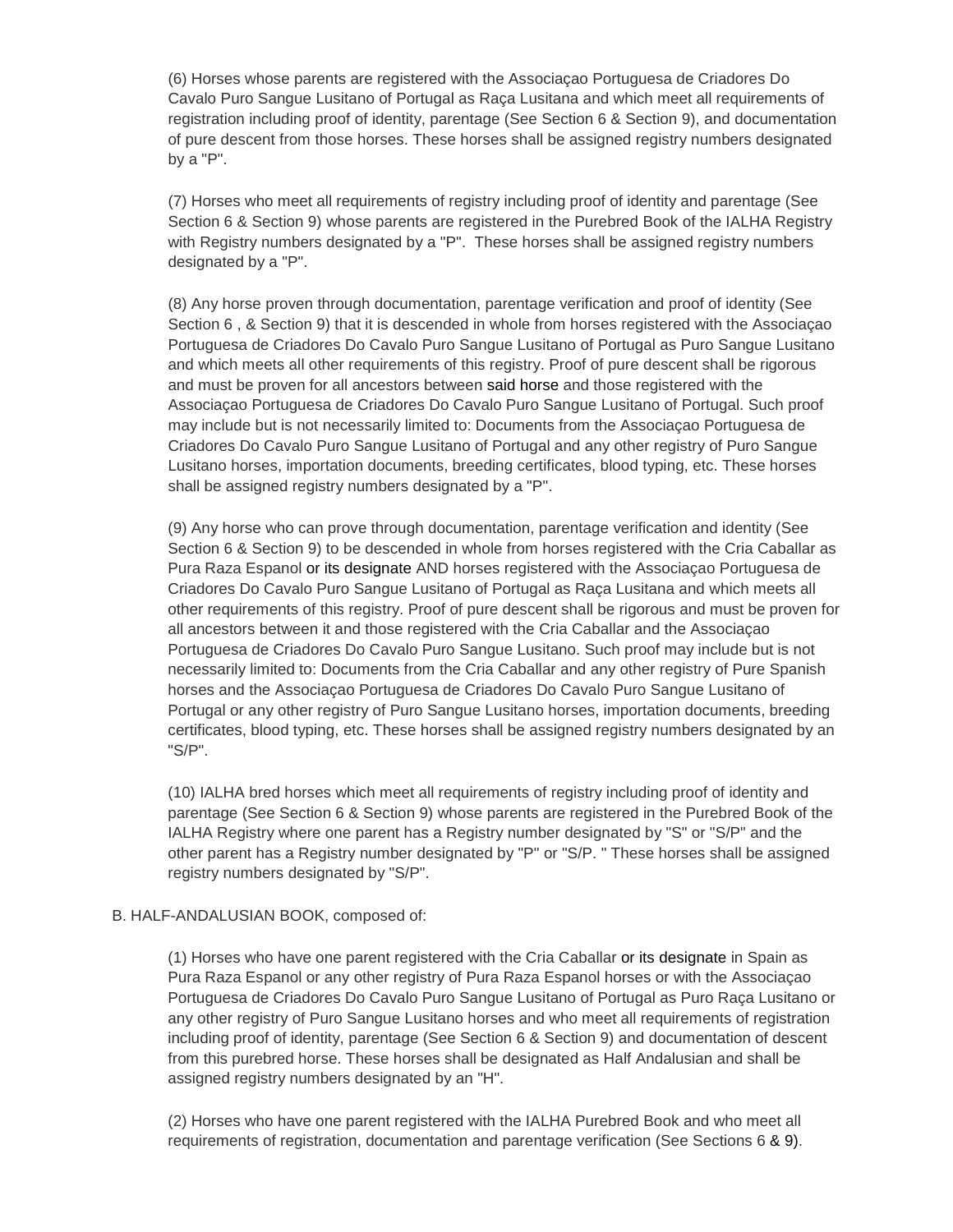(6) Horses whose parents are registered with the Associaçao Portuguesa de Criadores Do Cavalo Puro Sangue Lusitano of Portugal as Raça Lusitana and which meet all requirements of registration including proof of identity, parentage (See Section 6 & Section 9), and documentation of pure descent from those horses. These horses shall be assigned registry numbers designated by a "P".

(7) Horses who meet all requirements of registry including proof of identity and parentage (See Section 6 & Section 9) whose parents are registered in the Purebred Book of the IALHA Registry with Registry numbers designated by a "P". These horses shall be assigned registry numbers designated by a "P".

(8) Any horse proven through documentation, parentage verification and proof of identity (See Section 6 , & Section 9) that it is descended in whole from horses registered with the Associaçao Portuguesa de Criadores Do Cavalo Puro Sangue Lusitano of Portugal as Puro Sangue Lusitano and which meets all other requirements of this registry. Proof of pure descent shall be rigorous and must be proven for all ancestors between said horse and those registered with the Associaçao Portuguesa de Criadores Do Cavalo Puro Sangue Lusitano of Portugal. Such proof may include but is not necessarily limited to: Documents from the Associaçao Portuguesa de Criadores Do Cavalo Puro Sangue Lusitano of Portugal and any other registry of Puro Sangue Lusitano horses, importation documents, breeding certificates, blood typing, etc. These horses shall be assigned registry numbers designated by a "P".

(9) Any horse who can prove through documentation, parentage verification and identity (See Section 6 & Section 9) to be descended in whole from horses registered with the Cria Caballar as Pura Raza Espanol or its designate AND horses registered with the Associaçao Portuguesa de Criadores Do Cavalo Puro Sangue Lusitano of Portugal as Raça Lusitana and which meets all other requirements of this registry. Proof of pure descent shall be rigorous and must be proven for all ancestors between it and those registered with the Cria Caballar and the Associaçao Portuguesa de Criadores Do Cavalo Puro Sangue Lusitano. Such proof may include but is not necessarily limited to: Documents from the Cria Caballar and any other registry of Pure Spanish horses and the Associaçao Portuguesa de Criadores Do Cavalo Puro Sangue Lusitano of Portugal or any other registry of Puro Sangue Lusitano horses, importation documents, breeding certificates, blood typing, etc. These horses shall be assigned registry numbers designated by an "S/P".

(10) IALHA bred horses which meet all requirements of registry including proof of identity and parentage (See Section 6 & Section 9) whose parents are registered in the Purebred Book of the IALHA Registry where one parent has a Registry number designated by "S" or "S/P" and the other parent has a Registry number designated by "P" or "S/P. " These horses shall be assigned registry numbers designated by "S/P".

B. HALF-ANDALUSIAN BOOK, composed of:

(1) Horses who have one parent registered with the Cria Caballar or its designate in Spain as Pura Raza Espanol or any other registry of Pura Raza Espanol horses or with the Associaçao Portuguesa de Criadores Do Cavalo Puro Sangue Lusitano of Portugal as Puro Raça Lusitano or any other registry of Puro Sangue Lusitano horses and who meet all requirements of registration including proof of identity, parentage (See Section 6 & Section 9) and documentation of descent from this purebred horse. These horses shall be designated as Half Andalusian and shall be assigned registry numbers designated by an "H".

(2) Horses who have one parent registered with the IALHA Purebred Book and who meet all requirements of registration, documentation and parentage verification (See Sections 6 & 9).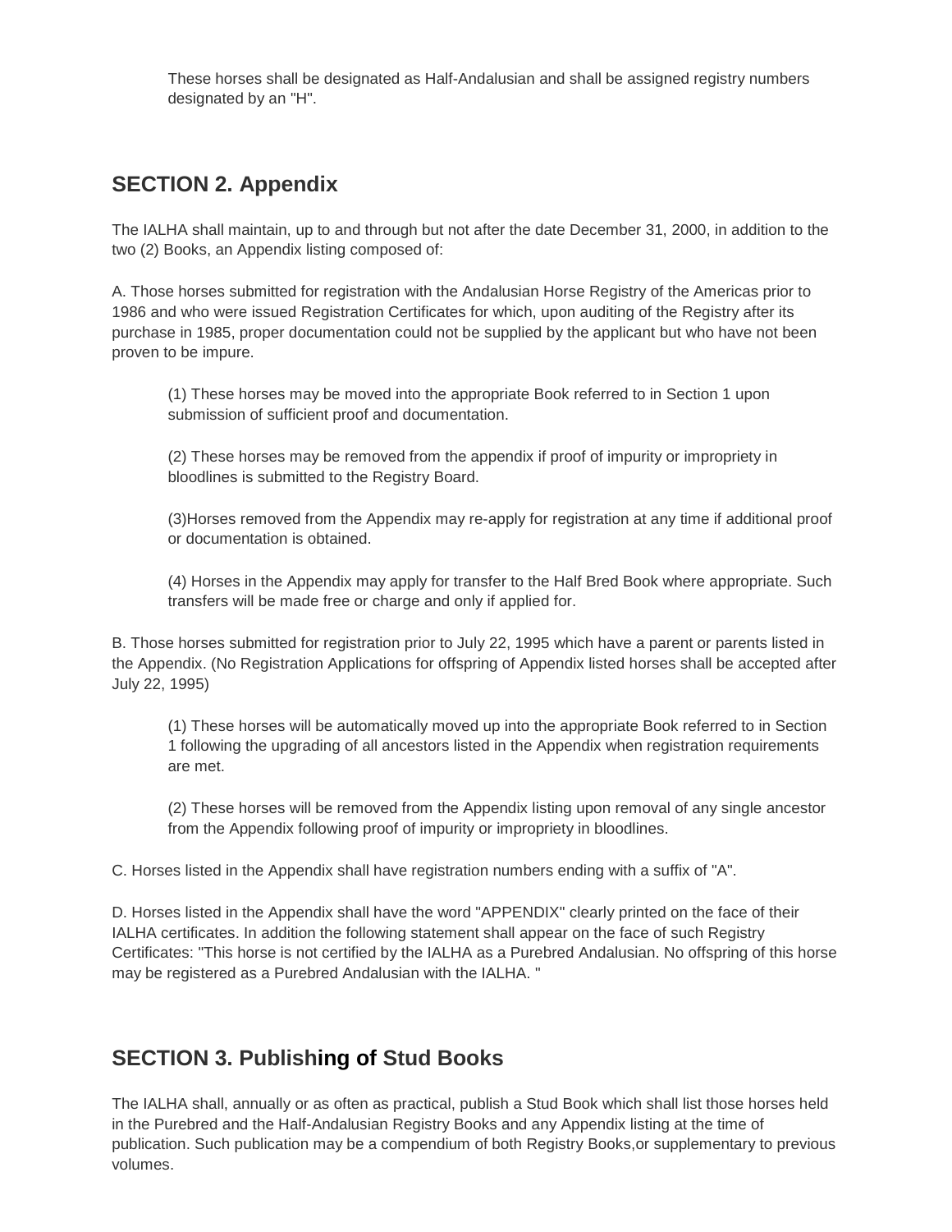These horses shall be designated as Half-Andalusian and shall be assigned registry numbers designated by an "H".

## SECTION 2. Appendix

The IALHA shall maintain, up to and through but not after the date December 31, 2000, in addition to the two (2) Books, an Appendix listing composed of:

A. Those horses submitted for registration with the Andalusian Horse Registry of the Americas prior to 1986 and who were issued Registration Certificates for which, upon auditing of the Registry after its purchase in 1985, proper documentation could not be supplied by the applicant but who have not been proven to be impure.

> (1) These horses may be moved into the appropriate Book referred to in Section 1 upon submission of sufficient proof and documentation.
>
> (2) These horses may be removed from the appendix if proof of impurity or impropriety in bloodlines is submitted to the Registry Board.
>
> (3)Horses removed from the Appendix may re-apply for registration at any time if additional proof or documentation is obtained.
>
> (4) Horses in the Appendix may apply for transfer to the Half Bred Book where appropriate. Such transfers will be made free or charge and only if applied for.

B. Those horses submitted for registration prior to July 22, 1995 which have a parent or parents listed in the Appendix. (No Registration Applications for offspring of Appendix listed horses shall be accepted after July 22, 1995)

> (1) These horses will be automatically moved up into the appropriate Book referred to in Section 1 following the upgrading of all ancestors listed in the Appendix when registration requirements are met.
>
> (2) These horses will be removed from the Appendix listing upon removal of any single ancestor from the Appendix following proof of impurity or impropriety in bloodlines.

C. Horses listed in the Appendix shall have registration numbers ending with a suffix of "A".

D. Horses listed in the Appendix shall have the word "APPENDIX" clearly printed on the face of their IALHA certificates. In addition the following statement shall appear on the face of such Registry Certificates: "This horse is not certified by the IALHA as a Purebred Andalusian. No offspring of this horse may be registered as a Purebred Andalusian with the IALHA. "

## SECTION 3. Publishing of Stud Books

The IALHA shall, annually or as often as practical, publish a Stud Book which shall list those horses held in the Purebred and the Half-Andalusian Registry Books and any Appendix listing at the time of publication. Such publication may be a compendium of both Registry Books,or supplementary to previous volumes.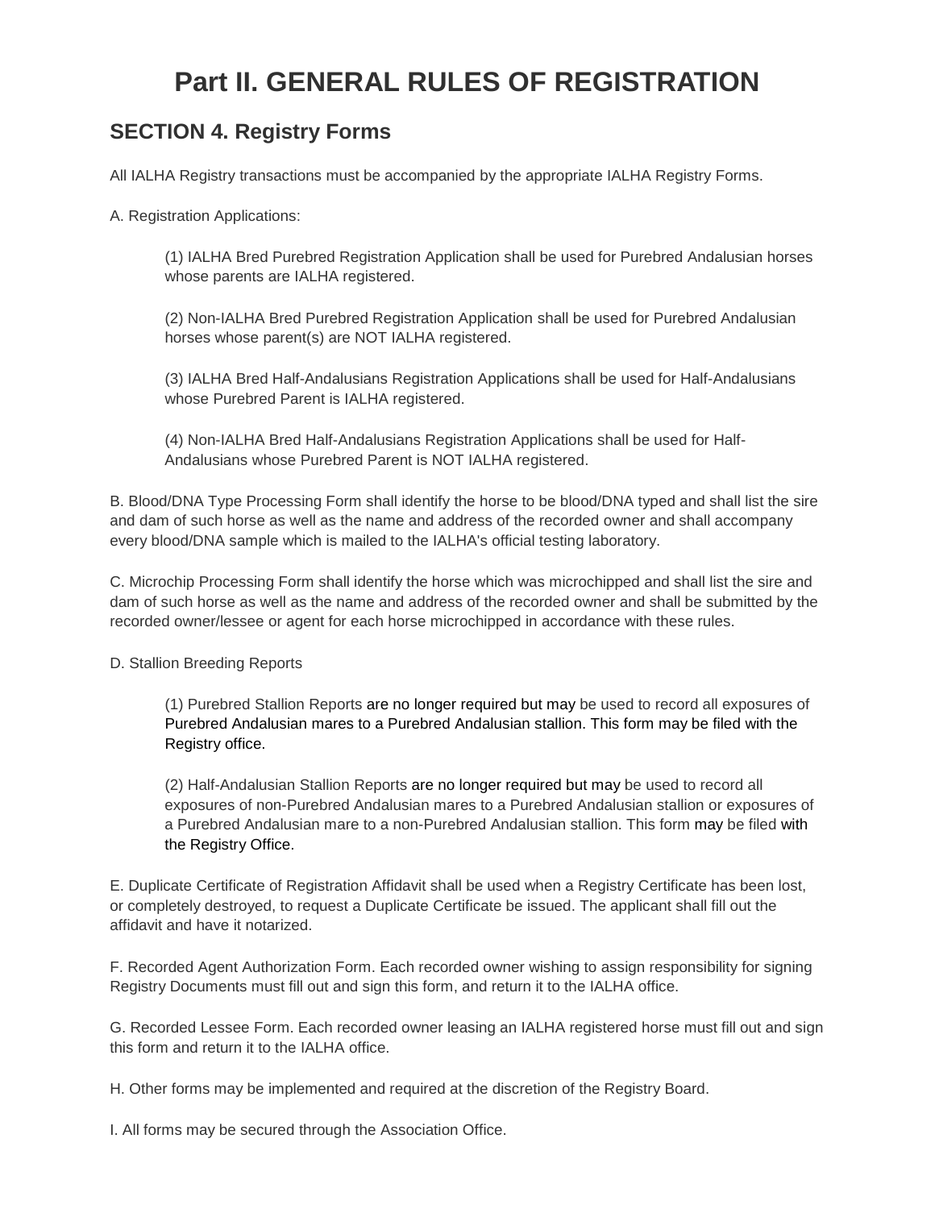# Part II. GENERAL RULES OF REGISTRATION

## SECTION 4. Registry Forms

All IALHA Registry transactions must be accompanied by the appropriate IALHA Registry Forms.

A. Registration Applications:

> (1) IALHA Bred Purebred Registration Application shall be used for Purebred Andalusian horses whose parents are IALHA registered.
>
> (2) Non-IALHA Bred Purebred Registration Application shall be used for Purebred Andalusian horses whose parent(s) are NOT IALHA registered.
>
> (3) IALHA Bred Half-Andalusians Registration Applications shall be used for Half-Andalusians whose Purebred Parent is IALHA registered.
>
> (4) Non-IALHA Bred Half-Andalusians Registration Applications shall be used for Half-Andalusians whose Purebred Parent is NOT IALHA registered.

B. Blood/DNA Type Processing Form shall identify the horse to be blood/DNA typed and shall list the sire and dam of such horse as well as the name and address of the recorded owner and shall accompany every blood/DNA sample which is mailed to the IALHA's official testing laboratory.

C. Microchip Processing Form shall identify the horse which was microchipped and shall list the sire and dam of such horse as well as the name and address of the recorded owner and shall be submitted by the recorded owner/lessee or agent for each horse microchipped in accordance with these rules.

D. Stallion Breeding Reports

> (1) Purebred Stallion Reports are no longer required but may be used to record all exposures of Purebred Andalusian mares to a Purebred Andalusian stallion. This form may be filed with the Registry office.
>
> (2) Half-Andalusian Stallion Reports are no longer required but may be used to record all exposures of non-Purebred Andalusian mares to a Purebred Andalusian stallion or exposures of a Purebred Andalusian mare to a non-Purebred Andalusian stallion. This form may be filed with the Registry Office.

E. Duplicate Certificate of Registration Affidavit shall be used when a Registry Certificate has been lost, or completely destroyed, to request a Duplicate Certificate be issued. The applicant shall fill out the affidavit and have it notarized.

F. Recorded Agent Authorization Form. Each recorded owner wishing to assign responsibility for signing Registry Documents must fill out and sign this form, and return it to the IALHA office.

G. Recorded Lessee Form. Each recorded owner leasing an IALHA registered horse must fill out and sign this form and return it to the IALHA office.

H. Other forms may be implemented and required at the discretion of the Registry Board.

I. All forms may be secured through the Association Office.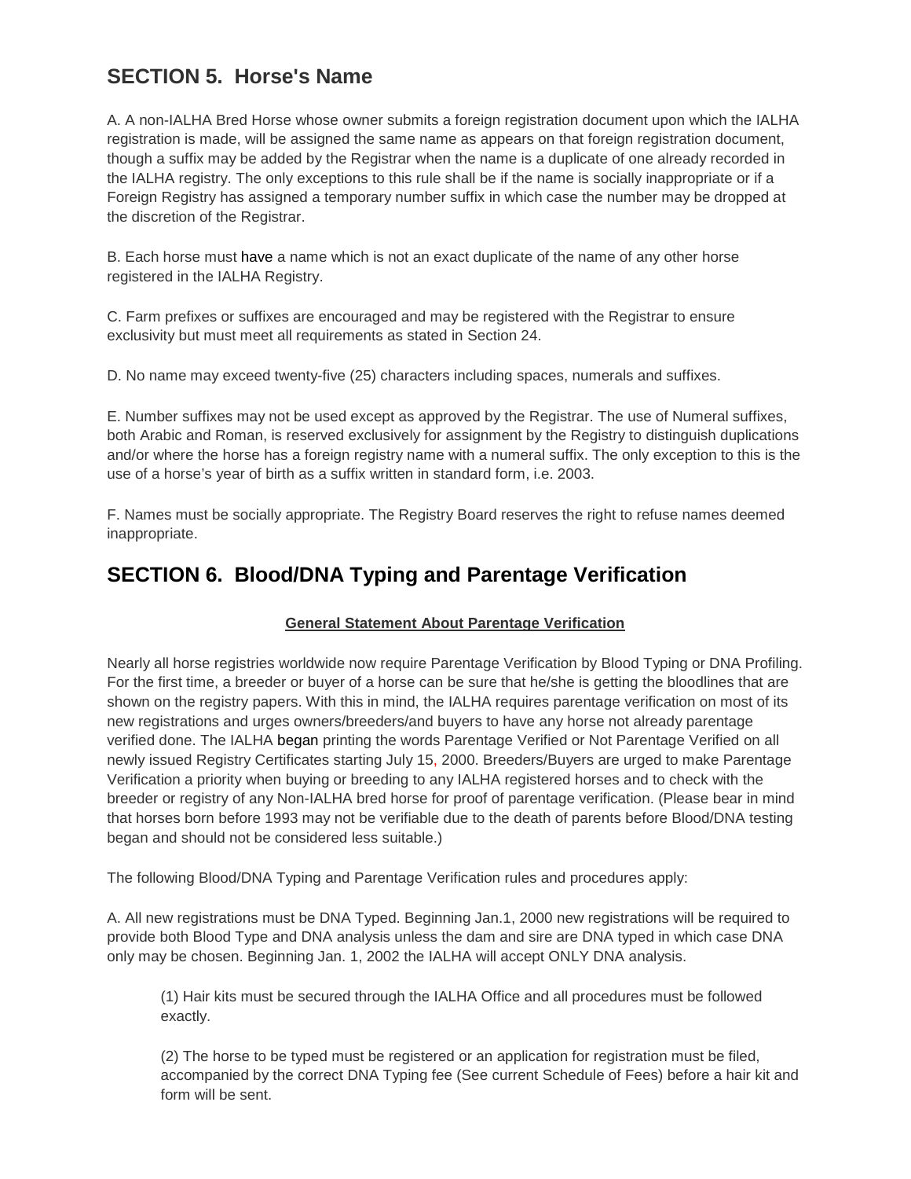## SECTION 5. Horse's Name

A. A non-IALHA Bred Horse whose owner submits a foreign registration document upon which the IALHA registration is made, will be assigned the same name as appears on that foreign registration document, though a suffix may be added by the Registrar when the name is a duplicate of one already recorded in the IALHA registry. The only exceptions to this rule shall be if the name is socially inappropriate or if a Foreign Registry has assigned a temporary number suffix in which case the number may be dropped at the discretion of the Registrar.

B. Each horse must have a name which is not an exact duplicate of the name of any other horse registered in the IALHA Registry.

C. Farm prefixes or suffixes are encouraged and may be registered with the Registrar to ensure exclusivity but must meet all requirements as stated in Section 24.

D. No name may exceed twenty-five (25) characters including spaces, numerals and suffixes.

E. Number suffixes may not be used except as approved by the Registrar. The use of Numeral suffixes, both Arabic and Roman, is reserved exclusively for assignment by the Registry to distinguish duplications and/or where the horse has a foreign registry name with a numeral suffix. The only exception to this is the use of a horse's year of birth as a suffix written in standard form, i.e. 2003.

F. Names must be socially appropriate. The Registry Board reserves the right to refuse names deemed inappropriate.

## SECTION 6. Blood/DNA Typing and Parentage Verification

**General Statement About Parentage Verification**

Nearly all horse registries worldwide now require Parentage Verification by Blood Typing or DNA Profiling. For the first time, a breeder or buyer of a horse can be sure that he/she is getting the bloodlines that are shown on the registry papers. With this in mind, the IALHA requires parentage verification on most of its new registrations and urges owners/breeders/and buyers to have any horse not already parentage verified done. The IALHA began printing the words Parentage Verified or Not Parentage Verified on all newly issued Registry Certificates starting July 15, 2000. Breeders/Buyers are urged to make Parentage Verification a priority when buying or breeding to any IALHA registered horses and to check with the breeder or registry of any Non-IALHA bred horse for proof of parentage verification. (Please bear in mind that horses born before 1993 may not be verifiable due to the death of parents before Blood/DNA testing began and should not be considered less suitable.)

The following Blood/DNA Typing and Parentage Verification rules and procedures apply:

A. All new registrations must be DNA Typed. Beginning Jan.1, 2000 new registrations will be required to provide both Blood Type and DNA analysis unless the dam and sire are DNA typed in which case DNA only may be chosen. Beginning Jan. 1, 2002 the IALHA will accept ONLY DNA analysis.

(1) Hair kits must be secured through the IALHA Office and all procedures must be followed exactly.

(2) The horse to be typed must be registered or an application for registration must be filed, accompanied by the correct DNA Typing fee (See current Schedule of Fees) before a hair kit and form will be sent.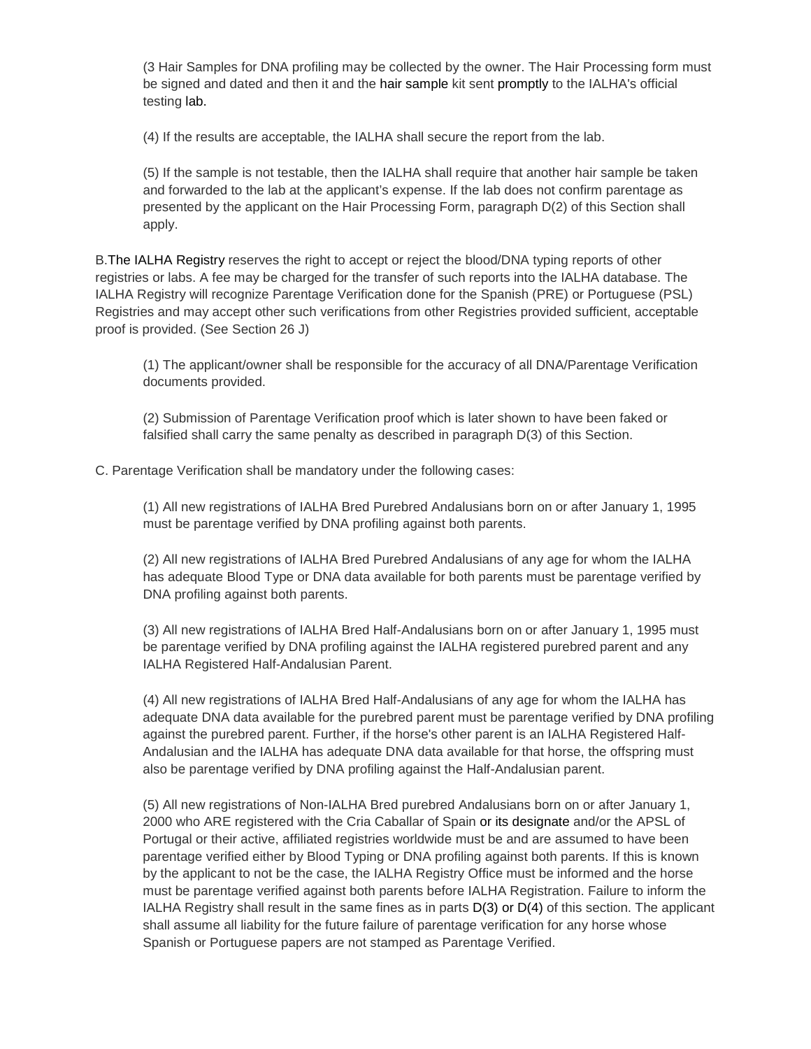(3 Hair Samples for DNA profiling may be collected by the owner. The Hair Processing form must be signed and dated and then it and the hair sample kit sent promptly to the IALHA's official testing lab.

(4) If the results are acceptable, the IALHA shall secure the report from the lab.

(5) If the sample is not testable, then the IALHA shall require that another hair sample be taken and forwarded to the lab at the applicant's expense. If the lab does not confirm parentage as presented by the applicant on the Hair Processing Form, paragraph D(2) of this Section shall apply.

B.The IALHA Registry reserves the right to accept or reject the blood/DNA typing reports of other registries or labs. A fee may be charged for the transfer of such reports into the IALHA database. The IALHA Registry will recognize Parentage Verification done for the Spanish (PRE) or Portuguese (PSL) Registries and may accept other such verifications from other Registries provided sufficient, acceptable proof is provided. (See Section 26 J)

(1) The applicant/owner shall be responsible for the accuracy of all DNA/Parentage Verification documents provided.

(2) Submission of Parentage Verification proof which is later shown to have been faked or falsified shall carry the same penalty as described in paragraph D(3) of this Section.

C. Parentage Verification shall be mandatory under the following cases:

(1) All new registrations of IALHA Bred Purebred Andalusians born on or after January 1, 1995 must be parentage verified by DNA profiling against both parents.

(2) All new registrations of IALHA Bred Purebred Andalusians of any age for whom the IALHA has adequate Blood Type or DNA data available for both parents must be parentage verified by DNA profiling against both parents.

(3) All new registrations of IALHA Bred Half-Andalusians born on or after January 1, 1995 must be parentage verified by DNA profiling against the IALHA registered purebred parent and any IALHA Registered Half-Andalusian Parent.

(4) All new registrations of IALHA Bred Half-Andalusians of any age for whom the IALHA has adequate DNA data available for the purebred parent must be parentage verified by DNA profiling against the purebred parent. Further, if the horse's other parent is an IALHA Registered Half-Andalusian and the IALHA has adequate DNA data available for that horse, the offspring must also be parentage verified by DNA profiling against the Half-Andalusian parent.

(5) All new registrations of Non-IALHA Bred purebred Andalusians born on or after January 1, 2000 who ARE registered with the Cria Caballar of Spain or its designate and/or the APSL of Portugal or their active, affiliated registries worldwide must be and are assumed to have been parentage verified either by Blood Typing or DNA profiling against both parents. If this is known by the applicant to not be the case, the IALHA Registry Office must be informed and the horse must be parentage verified against both parents before IALHA Registration. Failure to inform the IALHA Registry shall result in the same fines as in parts D(3) or D(4) of this section. The applicant shall assume all liability for the future failure of parentage verification for any horse whose Spanish or Portuguese papers are not stamped as Parentage Verified.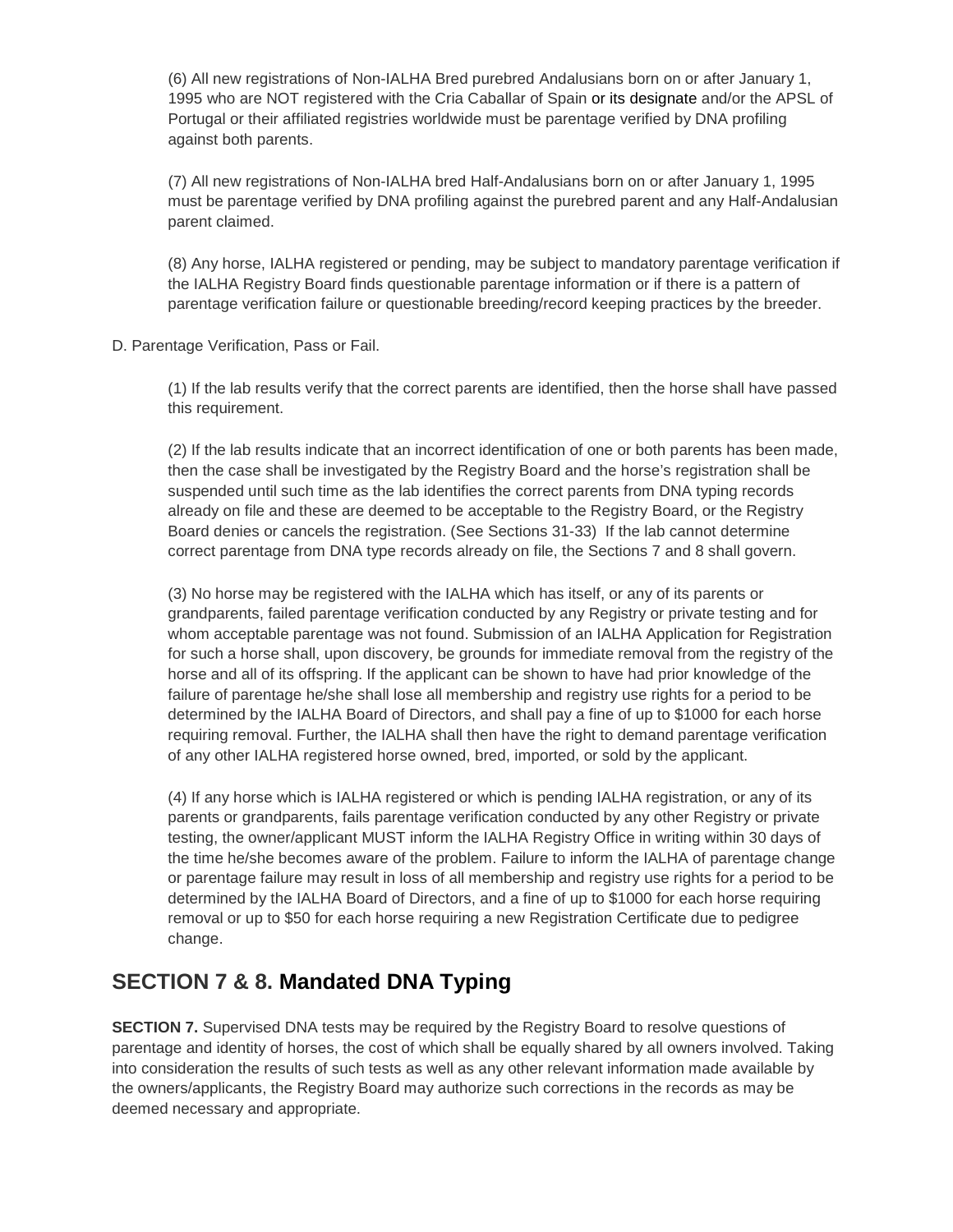(6) All new registrations of Non-IALHA Bred purebred Andalusians born on or after January 1, 1995 who are NOT registered with the Cria Caballar of Spain or its designate and/or the APSL of Portugal or their affiliated registries worldwide must be parentage verified by DNA profiling against both parents.

(7) All new registrations of Non-IALHA bred Half-Andalusians born on or after January 1, 1995 must be parentage verified by DNA profiling against the purebred parent and any Half-Andalusian parent claimed.

(8) Any horse, IALHA registered or pending, may be subject to mandatory parentage verification if the IALHA Registry Board finds questionable parentage information or if there is a pattern of parentage verification failure or questionable breeding/record keeping practices by the breeder.

D. Parentage Verification, Pass or Fail.

(1) If the lab results verify that the correct parents are identified, then the horse shall have passed this requirement.

(2) If the lab results indicate that an incorrect identification of one or both parents has been made, then the case shall be investigated by the Registry Board and the horse's registration shall be suspended until such time as the lab identifies the correct parents from DNA typing records already on file and these are deemed to be acceptable to the Registry Board, or the Registry Board denies or cancels the registration. (See Sections 31-33) If the lab cannot determine correct parentage from DNA type records already on file, the Sections 7 and 8 shall govern.

(3) No horse may be registered with the IALHA which has itself, or any of its parents or grandparents, failed parentage verification conducted by any Registry or private testing and for whom acceptable parentage was not found. Submission of an IALHA Application for Registration for such a horse shall, upon discovery, be grounds for immediate removal from the registry of the horse and all of its offspring. If the applicant can be shown to have had prior knowledge of the failure of parentage he/she shall lose all membership and registry use rights for a period to be determined by the IALHA Board of Directors, and shall pay a fine of up to $1000 for each horse requiring removal. Further, the IALHA shall then have the right to demand parentage verification of any other IALHA registered horse owned, bred, imported, or sold by the applicant.

(4) If any horse which is IALHA registered or which is pending IALHA registration, or any of its parents or grandparents, fails parentage verification conducted by any other Registry or private testing, the owner/applicant MUST inform the IALHA Registry Office in writing within 30 days of the time he/she becomes aware of the problem. Failure to inform the IALHA of parentage change or parentage failure may result in loss of all membership and registry use rights for a period to be determined by the IALHA Board of Directors, and a fine of up to $1000 for each horse requiring removal or up to $50 for each horse requiring a new Registration Certificate due to pedigree change.

## SECTION 7 & 8. Mandated DNA Typing

**SECTION 7.** Supervised DNA tests may be required by the Registry Board to resolve questions of parentage and identity of horses, the cost of which shall be equally shared by all owners involved. Taking into consideration the results of such tests as well as any other relevant information made available by the owners/applicants, the Registry Board may authorize such corrections in the records as may be deemed necessary and appropriate.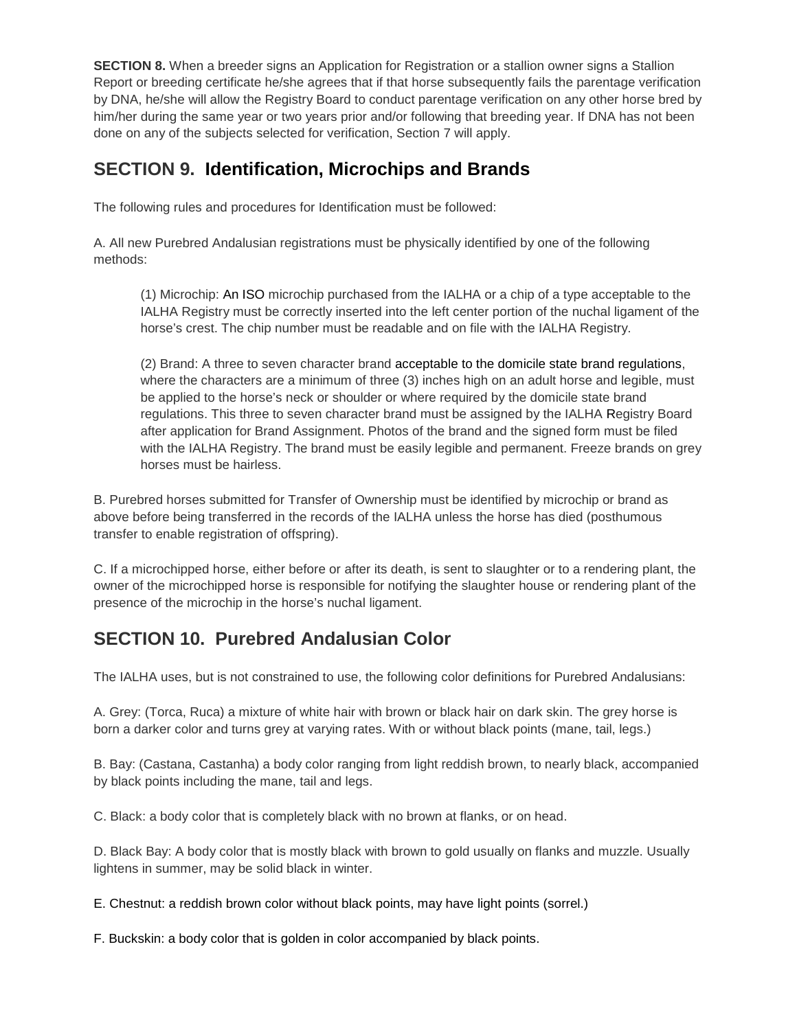**SECTION 8.** When a breeder signs an Application for Registration or a stallion owner signs a Stallion Report or breeding certificate he/she agrees that if that horse subsequently fails the parentage verification by DNA, he/she will allow the Registry Board to conduct parentage verification on any other horse bred by him/her during the same year or two years prior and/or following that breeding year. If DNA has not been done on any of the subjects selected for verification, Section 7 will apply.

## SECTION 9. Identification, Microchips and Brands

The following rules and procedures for Identification must be followed:

A. All new Purebred Andalusian registrations must be physically identified by one of the following methods:

> (1) Microchip: An ISO microchip purchased from the IALHA or a chip of a type acceptable to the IALHA Registry must be correctly inserted into the left center portion of the nuchal ligament of the horse's crest. The chip number must be readable and on file with the IALHA Registry.
>
> (2) Brand: A three to seven character brand acceptable to the domicile state brand regulations, where the characters are a minimum of three (3) inches high on an adult horse and legible, must be applied to the horse's neck or shoulder or where required by the domicile state brand regulations. This three to seven character brand must be assigned by the IALHA Registry Board after application for Brand Assignment. Photos of the brand and the signed form must be filed with the IALHA Registry. The brand must be easily legible and permanent. Freeze brands on grey horses must be hairless.

B. Purebred horses submitted for Transfer of Ownership must be identified by microchip or brand as above before being transferred in the records of the IALHA unless the horse has died (posthumous transfer to enable registration of offspring).

C. If a microchipped horse, either before or after its death, is sent to slaughter or to a rendering plant, the owner of the microchipped horse is responsible for notifying the slaughter house or rendering plant of the presence of the microchip in the horse's nuchal ligament.

## SECTION 10. Purebred Andalusian Color

The IALHA uses, but is not constrained to use, the following color definitions for Purebred Andalusians:

A. Grey: (Torca, Ruca) a mixture of white hair with brown or black hair on dark skin. The grey horse is born a darker color and turns grey at varying rates. With or without black points (mane, tail, legs.)

B. Bay: (Castana, Castanha) a body color ranging from light reddish brown, to nearly black, accompanied by black points including the mane, tail and legs.

C. Black: a body color that is completely black with no brown at flanks, or on head.

D. Black Bay: A body color that is mostly black with brown to gold usually on flanks and muzzle. Usually lightens in summer, may be solid black in winter.

E. Chestnut: a reddish brown color without black points, may have light points (sorrel.)

F. Buckskin: a body color that is golden in color accompanied by black points.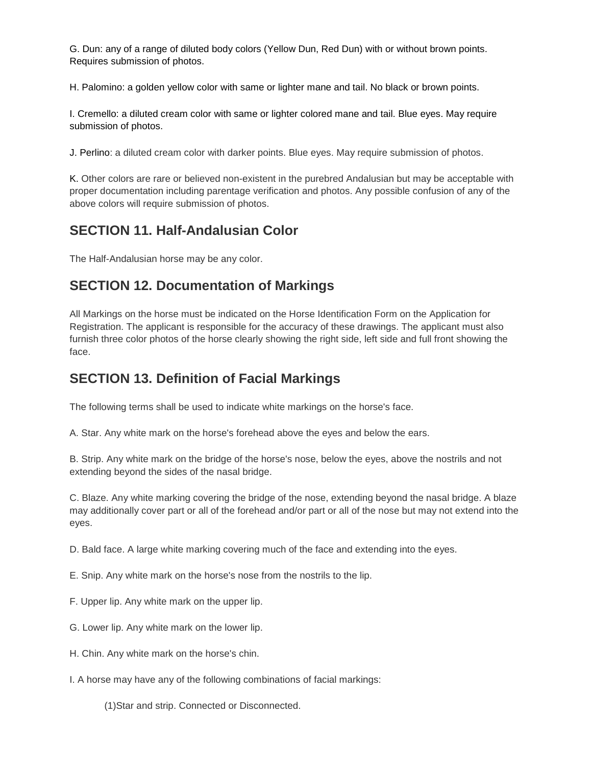G. Dun: any of a range of diluted body colors (Yellow Dun, Red Dun) with or without brown points. Requires submission of photos.

H. Palomino: a golden yellow color with same or lighter mane and tail. No black or brown points.

I. Cremello: a diluted cream color with same or lighter colored mane and tail. Blue eyes. May require submission of photos.

J. Perlino: a diluted cream color with darker points. Blue eyes. May require submission of photos.

K. Other colors are rare or believed non-existent in the purebred Andalusian but may be acceptable with proper documentation including parentage verification and photos. Any possible confusion of any of the above colors will require submission of photos.

## SECTION 11. Half-Andalusian Color

The Half-Andalusian horse may be any color.

## SECTION 12. Documentation of Markings

All Markings on the horse must be indicated on the Horse Identification Form on the Application for Registration. The applicant is responsible for the accuracy of these drawings. The applicant must also furnish three color photos of the horse clearly showing the right side, left side and full front showing the face.

## SECTION 13. Definition of Facial Markings

The following terms shall be used to indicate white markings on the horse's face.

A. Star. Any white mark on the horse's forehead above the eyes and below the ears.

B. Strip. Any white mark on the bridge of the horse's nose, below the eyes, above the nostrils and not extending beyond the sides of the nasal bridge.

C. Blaze. Any white marking covering the bridge of the nose, extending beyond the nasal bridge. A blaze may additionally cover part or all of the forehead and/or part or all of the nose but may not extend into the eyes.

D. Bald face. A large white marking covering much of the face and extending into the eyes.

E. Snip. Any white mark on the horse's nose from the nostrils to the lip.

F. Upper lip. Any white mark on the upper lip.

G. Lower lip. Any white mark on the lower lip.

H. Chin. Any white mark on the horse's chin.

I. A horse may have any of the following combinations of facial markings:

(1)Star and strip. Connected or Disconnected.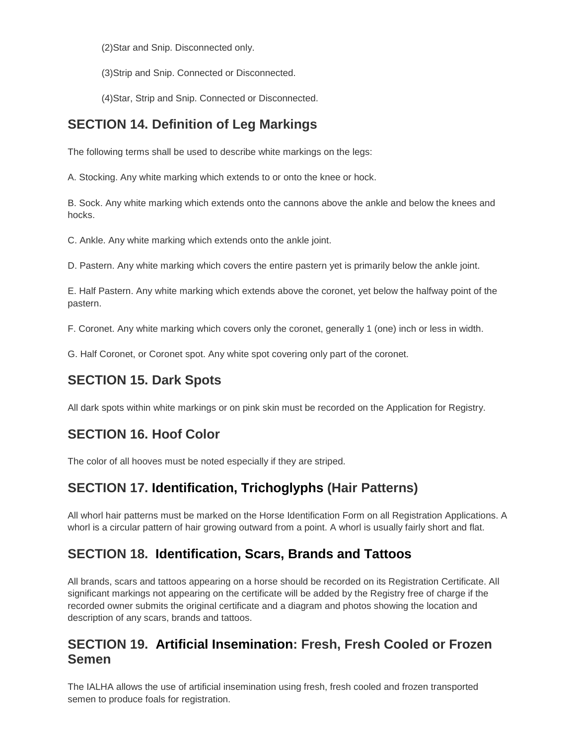(2)Star and Snip. Disconnected only.

(3)Strip and Snip. Connected or Disconnected.

(4)Star, Strip and Snip. Connected or Disconnected.

## SECTION 14. Definition of Leg Markings

The following terms shall be used to describe white markings on the legs:

A. Stocking. Any white marking which extends to or onto the knee or hock.

B. Sock. Any white marking which extends onto the cannons above the ankle and below the knees and hocks.

C. Ankle. Any white marking which extends onto the ankle joint.

D. Pastern. Any white marking which covers the entire pastern yet is primarily below the ankle joint.

E. Half Pastern. Any white marking which extends above the coronet, yet below the halfway point of the pastern.

F. Coronet. Any white marking which covers only the coronet, generally 1 (one) inch or less in width.

G. Half Coronet, or Coronet spot. Any white spot covering only part of the coronet.

## SECTION 15. Dark Spots

All dark spots within white markings or on pink skin must be recorded on the Application for Registry.

## SECTION 16. Hoof Color

The color of all hooves must be noted especially if they are striped.

## SECTION 17. Identification, Trichoglyphs (Hair Patterns)

All whorl hair patterns must be marked on the Horse Identification Form on all Registration Applications. A whorl is a circular pattern of hair growing outward from a point. A whorl is usually fairly short and flat.

## SECTION 18. Identification, Scars, Brands and Tattoos

All brands, scars and tattoos appearing on a horse should be recorded on its Registration Certificate. All significant markings not appearing on the certificate will be added by the Registry free of charge if the recorded owner submits the original certificate and a diagram and photos showing the location and description of any scars, brands and tattoos.

## SECTION 19. Artificial Insemination: Fresh, Fresh Cooled or Frozen Semen

The IALHA allows the use of artificial insemination using fresh, fresh cooled and frozen transported semen to produce foals for registration.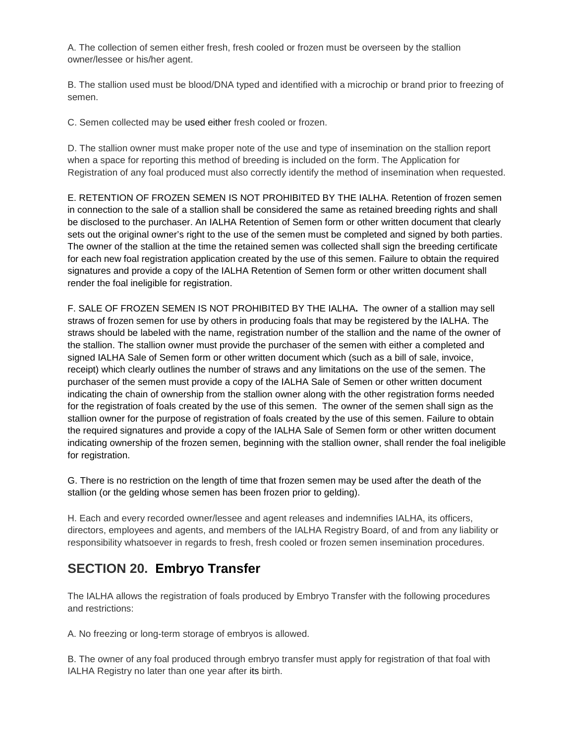A. The collection of semen either fresh, fresh cooled or frozen must be overseen by the stallion owner/lessee or his/her agent.

B. The stallion used must be blood/DNA typed and identified with a microchip or brand prior to freezing of semen.

C. Semen collected may be used either fresh cooled or frozen.

D. The stallion owner must make proper note of the use and type of insemination on the stallion report when a space for reporting this method of breeding is included on the form. The Application for Registration of any foal produced must also correctly identify the method of insemination when requested.

E. RETENTION OF FROZEN SEMEN IS NOT PROHIBITED BY THE IALHA. Retention of frozen semen in connection to the sale of a stallion shall be considered the same as retained breeding rights and shall be disclosed to the purchaser. An IALHA Retention of Semen form or other written document that clearly sets out the original owner's right to the use of the semen must be completed and signed by both parties. The owner of the stallion at the time the retained semen was collected shall sign the breeding certificate for each new foal registration application created by the use of this semen. Failure to obtain the required signatures and provide a copy of the IALHA Retention of Semen form or other written document shall render the foal ineligible for registration.

F. SALE OF FROZEN SEMEN IS NOT PROHIBITED BY THE IALHA**.** The owner of a stallion may sell straws of frozen semen for use by others in producing foals that may be registered by the IALHA. The straws should be labeled with the name, registration number of the stallion and the name of the owner of the stallion. The stallion owner must provide the purchaser of the semen with either a completed and signed IALHA Sale of Semen form or other written document which (such as a bill of sale, invoice, receipt) which clearly outlines the number of straws and any limitations on the use of the semen. The purchaser of the semen must provide a copy of the IALHA Sale of Semen or other written document indicating the chain of ownership from the stallion owner along with the other registration forms needed for the registration of foals created by the use of this semen. The owner of the semen shall sign as the stallion owner for the purpose of registration of foals created by the use of this semen. Failure to obtain the required signatures and provide a copy of the IALHA Sale of Semen form or other written document indicating ownership of the frozen semen, beginning with the stallion owner, shall render the foal ineligible for registration.

G. There is no restriction on the length of time that frozen semen may be used after the death of the stallion (or the gelding whose semen has been frozen prior to gelding).

H. Each and every recorded owner/lessee and agent releases and indemnifies IALHA, its officers, directors, employees and agents, and members of the IALHA Registry Board, of and from any liability or responsibility whatsoever in regards to fresh, fresh cooled or frozen semen insemination procedures.

## SECTION 20. Embryo Transfer

The IALHA allows the registration of foals produced by Embryo Transfer with the following procedures and restrictions:

A. No freezing or long-term storage of embryos is allowed.

B. The owner of any foal produced through embryo transfer must apply for registration of that foal with IALHA Registry no later than one year after its birth.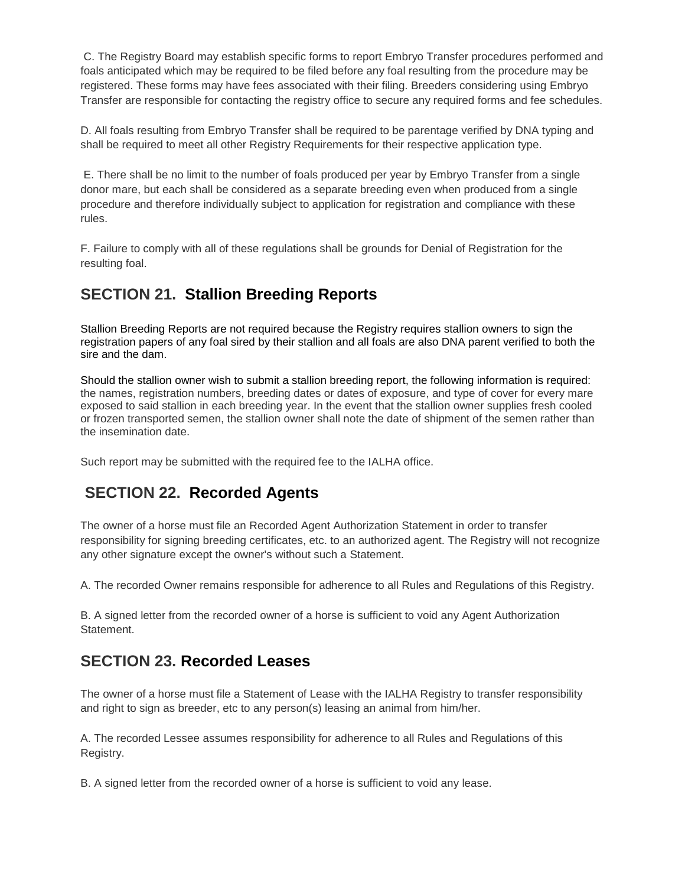C. The Registry Board may establish specific forms to report Embryo Transfer procedures performed and foals anticipated which may be required to be filed before any foal resulting from the procedure may be registered. These forms may have fees associated with their filing. Breeders considering using Embryo Transfer are responsible for contacting the registry office to secure any required forms and fee schedules.

D. All foals resulting from Embryo Transfer shall be required to be parentage verified by DNA typing and shall be required to meet all other Registry Requirements for their respective application type.

E. There shall be no limit to the number of foals produced per year by Embryo Transfer from a single donor mare, but each shall be considered as a separate breeding even when produced from a single procedure and therefore individually subject to application for registration and compliance with these rules.

F. Failure to comply with all of these regulations shall be grounds for Denial of Registration for the resulting foal.

## SECTION 21. Stallion Breeding Reports

Stallion Breeding Reports are not required because the Registry requires stallion owners to sign the registration papers of any foal sired by their stallion and all foals are also DNA parent verified to both the sire and the dam.

Should the stallion owner wish to submit a stallion breeding report, the following information is required: the names, registration numbers, breeding dates or dates of exposure, and type of cover for every mare exposed to said stallion in each breeding year. In the event that the stallion owner supplies fresh cooled or frozen transported semen, the stallion owner shall note the date of shipment of the semen rather than the insemination date.

Such report may be submitted with the required fee to the IALHA office.

## SECTION 22. Recorded Agents

The owner of a horse must file an Recorded Agent Authorization Statement in order to transfer responsibility for signing breeding certificates, etc. to an authorized agent. The Registry will not recognize any other signature except the owner's without such a Statement.

A. The recorded Owner remains responsible for adherence to all Rules and Regulations of this Registry.

B. A signed letter from the recorded owner of a horse is sufficient to void any Agent Authorization Statement.

## SECTION 23. Recorded Leases

The owner of a horse must file a Statement of Lease with the IALHA Registry to transfer responsibility and right to sign as breeder, etc to any person(s) leasing an animal from him/her.

A. The recorded Lessee assumes responsibility for adherence to all Rules and Regulations of this Registry.

B. A signed letter from the recorded owner of a horse is sufficient to void any lease.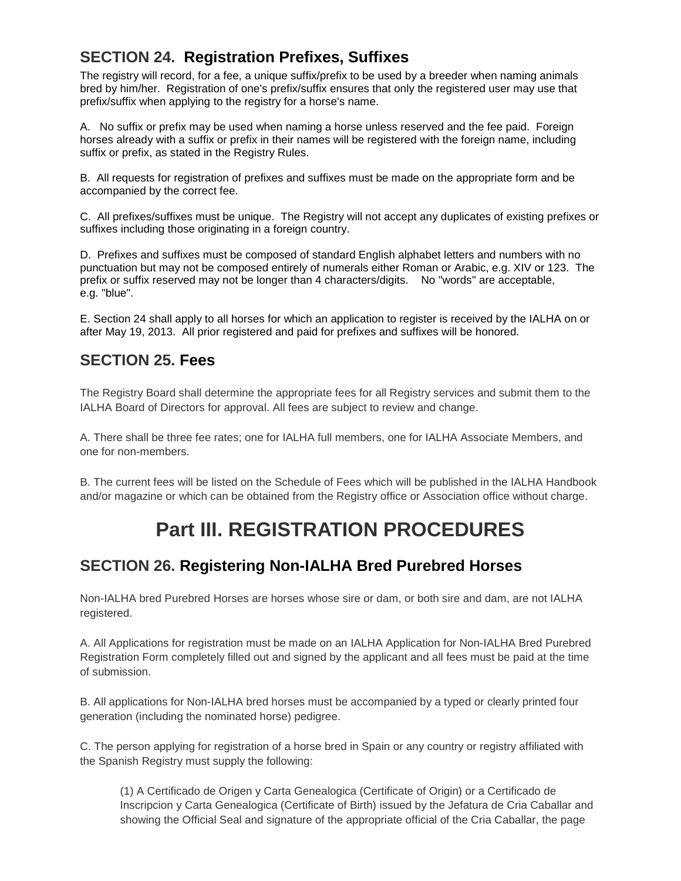## SECTION 24. Registration Prefixes, Suffixes

The registry will record, for a fee, a unique suffix/prefix to be used by a breeder when naming animals bred by him/her. Registration of one's prefix/suffix ensures that only the registered user may use that prefix/suffix when applying to the registry for a horse's name.

A. No suffix or prefix may be used when naming a horse unless reserved and the fee paid. Foreign horses already with a suffix or prefix in their names will be registered with the foreign name, including suffix or prefix, as stated in the Registry Rules.

B. All requests for registration of prefixes and suffixes must be made on the appropriate form and be accompanied by the correct fee.

C. All prefixes/suffixes must be unique. The Registry will not accept any duplicates of existing prefixes or suffixes including those originating in a foreign country.

D. Prefixes and suffixes must be composed of standard English alphabet letters and numbers with no punctuation but may not be composed entirely of numerals either Roman or Arabic, e.g. XIV or 123. The prefix or suffix reserved may not be longer than 4 characters/digits. No "words" are acceptable, e.g. "blue".

E. Section 24 shall apply to all horses for which an application to register is received by the IALHA on or after May 19, 2013. All prior registered and paid for prefixes and suffixes will be honored.

## SECTION 25. Fees

The Registry Board shall determine the appropriate fees for all Registry services and submit them to the IALHA Board of Directors for approval. All fees are subject to review and change.

A. There shall be three fee rates; one for IALHA full members, one for IALHA Associate Members, and one for non-members.

B. The current fees will be listed on the Schedule of Fees which will be published in the IALHA Handbook and/or magazine or which can be obtained from the Registry office or Association office without charge.

# Part III. REGISTRATION PROCEDURES

## SECTION 26. Registering Non-IALHA Bred Purebred Horses

Non-IALHA bred Purebred Horses are horses whose sire or dam, or both sire and dam, are not IALHA registered.

A. All Applications for registration must be made on an IALHA Application for Non-IALHA Bred Purebred Registration Form completely filled out and signed by the applicant and all fees must be paid at the time of submission.

B. All applications for Non-IALHA bred horses must be accompanied by a typed or clearly printed four generation (including the nominated horse) pedigree.

C. The person applying for registration of a horse bred in Spain or any country or registry affiliated with the Spanish Registry must supply the following:

(1) A Certificado de Origen y Carta Genealogica (Certificate of Origin) or a Certificado de Inscripcion y Carta Genealogica (Certificate of Birth) issued by the Jefatura de Cria Caballar and showing the Official Seal and signature of the appropriate official of the Cria Caballar, the page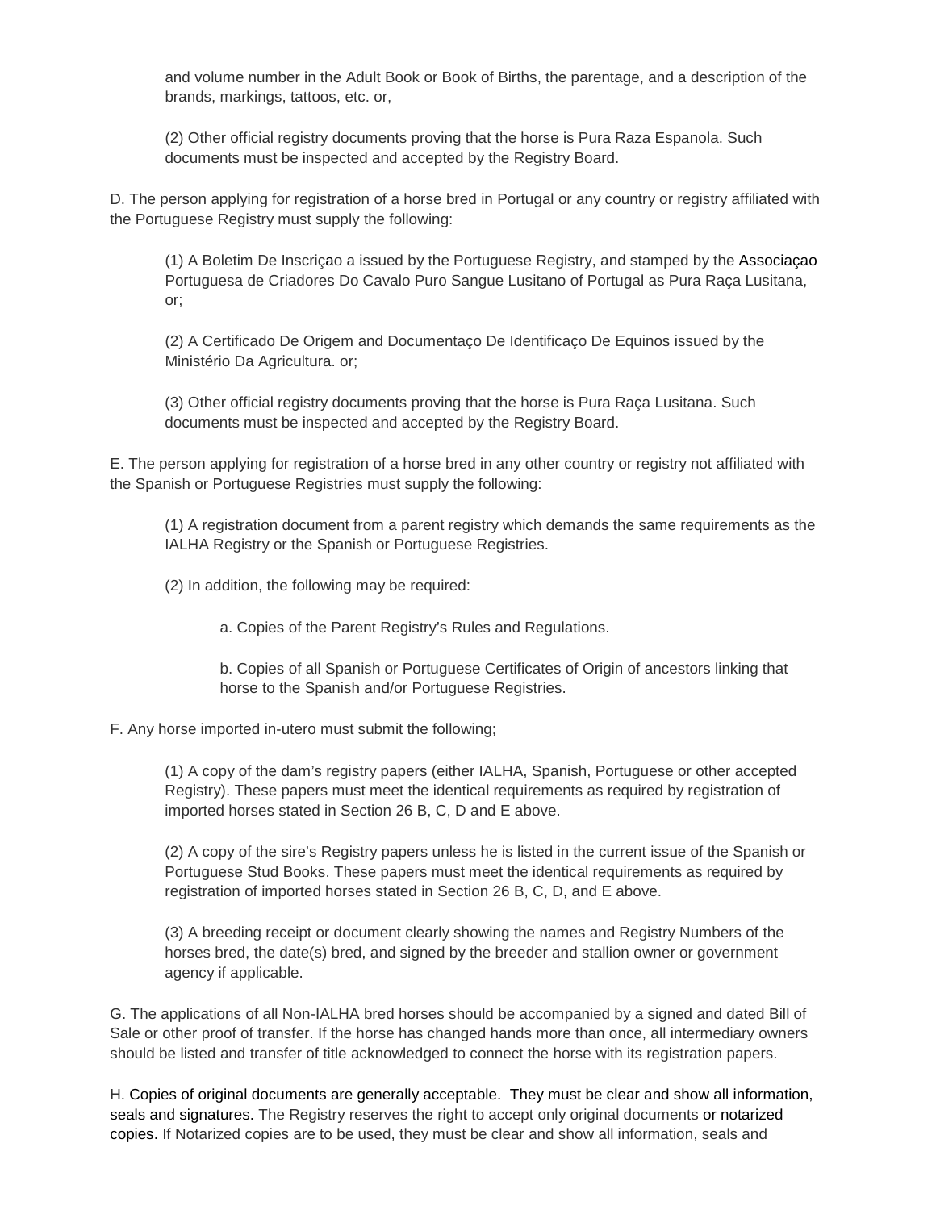and volume number in the Adult Book or Book of Births, the parentage, and a description of the brands, markings, tattoos, etc. or,

(2) Other official registry documents proving that the horse is Pura Raza Espanola. Such documents must be inspected and accepted by the Registry Board.

D. The person applying for registration of a horse bred in Portugal or any country or registry affiliated with the Portuguese Registry must supply the following:

(1) A Boletim De Inscriçao a issued by the Portuguese Registry, and stamped by the Associaçao Portuguesa de Criadores Do Cavalo Puro Sangue Lusitano of Portugal as Pura Raça Lusitana, or;

(2) A Certificado De Origem and Documentaço De Identificaço De Equinos issued by the Ministério Da Agricultura. or;

(3) Other official registry documents proving that the horse is Pura Raça Lusitana. Such documents must be inspected and accepted by the Registry Board.

E. The person applying for registration of a horse bred in any other country or registry not affiliated with the Spanish or Portuguese Registries must supply the following:

(1) A registration document from a parent registry which demands the same requirements as the IALHA Registry or the Spanish or Portuguese Registries.

(2) In addition, the following may be required:

a. Copies of the Parent Registry's Rules and Regulations.

b. Copies of all Spanish or Portuguese Certificates of Origin of ancestors linking that horse to the Spanish and/or Portuguese Registries.

F. Any horse imported in-utero must submit the following;

(1) A copy of the dam's registry papers (either IALHA, Spanish, Portuguese or other accepted Registry). These papers must meet the identical requirements as required by registration of imported horses stated in Section 26 B, C, D and E above.

(2) A copy of the sire's Registry papers unless he is listed in the current issue of the Spanish or Portuguese Stud Books. These papers must meet the identical requirements as required by registration of imported horses stated in Section 26 B, C, D, and E above.

(3) A breeding receipt or document clearly showing the names and Registry Numbers of the horses bred, the date(s) bred, and signed by the breeder and stallion owner or government agency if applicable.

G. The applications of all Non-IALHA bred horses should be accompanied by a signed and dated Bill of Sale or other proof of transfer. If the horse has changed hands more than once, all intermediary owners should be listed and transfer of title acknowledged to connect the horse with its registration papers.

H. Copies of original documents are generally acceptable. They must be clear and show all information, seals and signatures. The Registry reserves the right to accept only original documents or notarized copies. If Notarized copies are to be used, they must be clear and show all information, seals and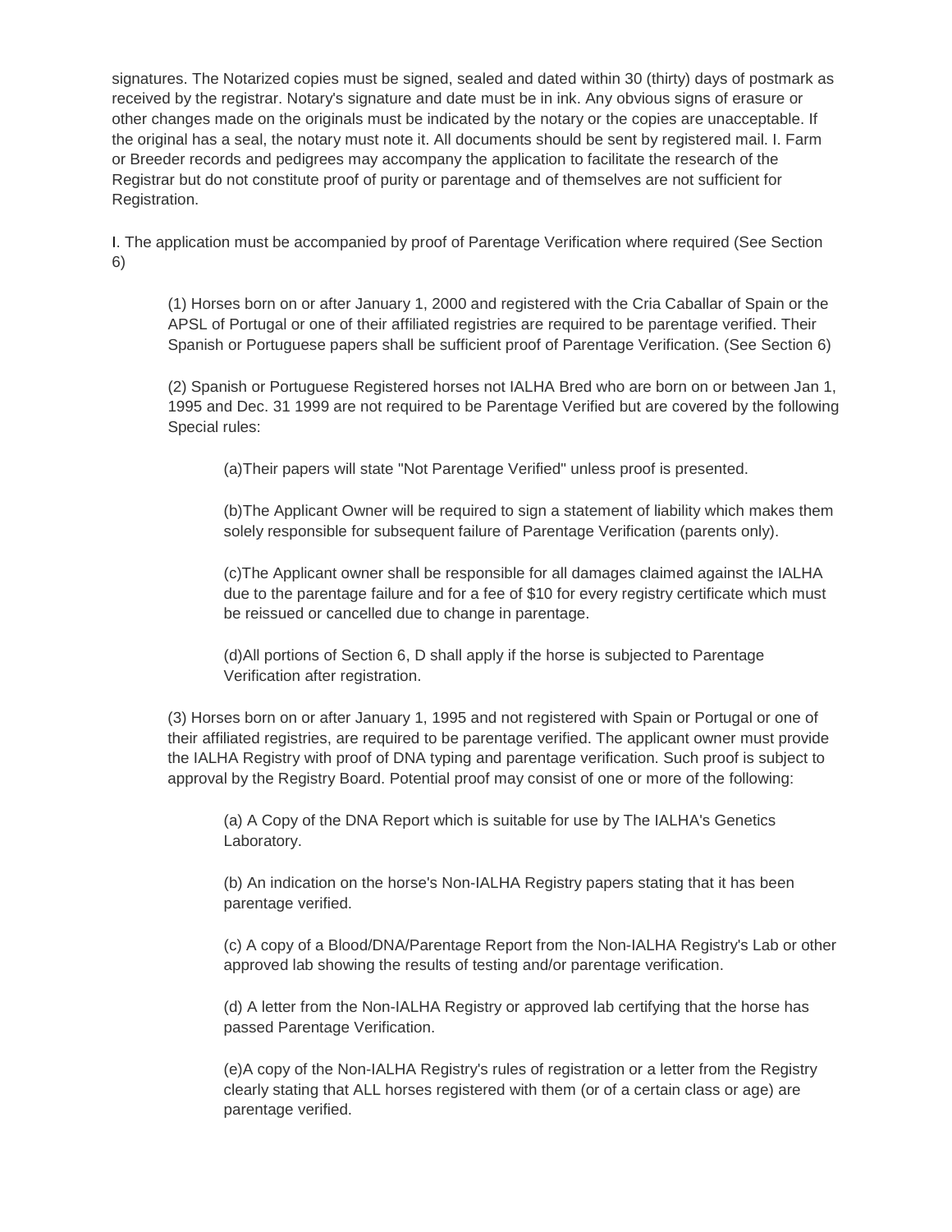signatures. The Notarized copies must be signed, sealed and dated within 30 (thirty) days of postmark as received by the registrar. Notary's signature and date must be in ink. Any obvious signs of erasure or other changes made on the originals must be indicated by the notary or the copies are unacceptable. If the original has a seal, the notary must note it. All documents should be sent by registered mail. I. Farm or Breeder records and pedigrees may accompany the application to facilitate the research of the Registrar but do not constitute proof of purity or parentage and of themselves are not sufficient for Registration.

I. The application must be accompanied by proof of Parentage Verification where required (See Section 6)

> (1) Horses born on or after January 1, 2000 and registered with the Cria Caballar of Spain or the APSL of Portugal or one of their affiliated registries are required to be parentage verified. Their Spanish or Portuguese papers shall be sufficient proof of Parentage Verification. (See Section 6)
>
> (2) Spanish or Portuguese Registered horses not IALHA Bred who are born on or between Jan 1, 1995 and Dec. 31 1999 are not required to be Parentage Verified but are covered by the following Special rules:
>
> > (a)Their papers will state "Not Parentage Verified" unless proof is presented.
> >
> > (b)The Applicant Owner will be required to sign a statement of liability which makes them solely responsible for subsequent failure of Parentage Verification (parents only).
> >
> > (c)The Applicant owner shall be responsible for all damages claimed against the IALHA due to the parentage failure and for a fee of $10 for every registry certificate which must be reissued or cancelled due to change in parentage.
> >
> > (d)All portions of Section 6, D shall apply if the horse is subjected to Parentage Verification after registration.
>
> (3) Horses born on or after January 1, 1995 and not registered with Spain or Portugal or one of their affiliated registries, are required to be parentage verified. The applicant owner must provide the IALHA Registry with proof of DNA typing and parentage verification. Such proof is subject to approval by the Registry Board. Potential proof may consist of one or more of the following:
>
> > (a) A Copy of the DNA Report which is suitable for use by The IALHA's Genetics Laboratory.
> >
> > (b) An indication on the horse's Non-IALHA Registry papers stating that it has been parentage verified.
> >
> > (c) A copy of a Blood/DNA/Parentage Report from the Non-IALHA Registry's Lab or other approved lab showing the results of testing and/or parentage verification.
> >
> > (d) A letter from the Non-IALHA Registry or approved lab certifying that the horse has passed Parentage Verification.
> >
> > (e)A copy of the Non-IALHA Registry's rules of registration or a letter from the Registry clearly stating that ALL horses registered with them (or of a certain class or age) are parentage verified.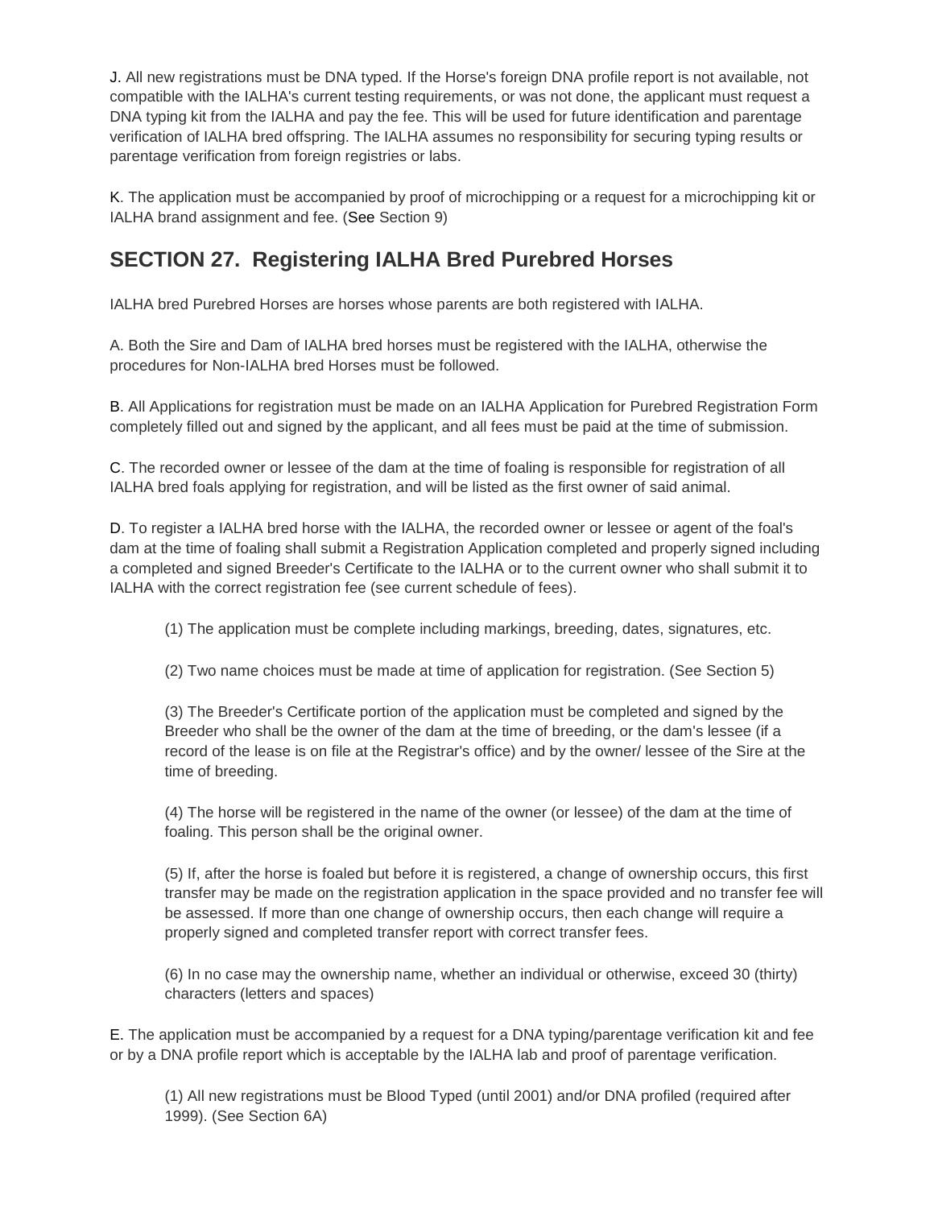J. All new registrations must be DNA typed. If the Horse's foreign DNA profile report is not available, not compatible with the IALHA's current testing requirements, or was not done, the applicant must request a DNA typing kit from the IALHA and pay the fee. This will be used for future identification and parentage verification of IALHA bred offspring. The IALHA assumes no responsibility for securing typing results or parentage verification from foreign registries or labs.

K. The application must be accompanied by proof of microchipping or a request for a microchipping kit or IALHA brand assignment and fee. (See Section 9)

## SECTION 27. Registering IALHA Bred Purebred Horses

IALHA bred Purebred Horses are horses whose parents are both registered with IALHA.

A. Both the Sire and Dam of IALHA bred horses must be registered with the IALHA, otherwise the procedures for Non-IALHA bred Horses must be followed.

B. All Applications for registration must be made on an IALHA Application for Purebred Registration Form completely filled out and signed by the applicant, and all fees must be paid at the time of submission.

C. The recorded owner or lessee of the dam at the time of foaling is responsible for registration of all IALHA bred foals applying for registration, and will be listed as the first owner of said animal.

D. To register a IALHA bred horse with the IALHA, the recorded owner or lessee or agent of the foal's dam at the time of foaling shall submit a Registration Application completed and properly signed including a completed and signed Breeder's Certificate to the IALHA or to the current owner who shall submit it to IALHA with the correct registration fee (see current schedule of fees).

(1) The application must be complete including markings, breeding, dates, signatures, etc.

(2) Two name choices must be made at time of application for registration. (See Section 5)

(3) The Breeder's Certificate portion of the application must be completed and signed by the Breeder who shall be the owner of the dam at the time of breeding, or the dam's lessee (if a record of the lease is on file at the Registrar's office) and by the owner/ lessee of the Sire at the time of breeding.

(4) The horse will be registered in the name of the owner (or lessee) of the dam at the time of foaling. This person shall be the original owner.

(5) If, after the horse is foaled but before it is registered, a change of ownership occurs, this first transfer may be made on the registration application in the space provided and no transfer fee will be assessed. If more than one change of ownership occurs, then each change will require a properly signed and completed transfer report with correct transfer fees.

(6) In no case may the ownership name, whether an individual or otherwise, exceed 30 (thirty) characters (letters and spaces)

E. The application must be accompanied by a request for a DNA typing/parentage verification kit and fee or by a DNA profile report which is acceptable by the IALHA lab and proof of parentage verification.

(1) All new registrations must be Blood Typed (until 2001) and/or DNA profiled (required after 1999). (See Section 6A)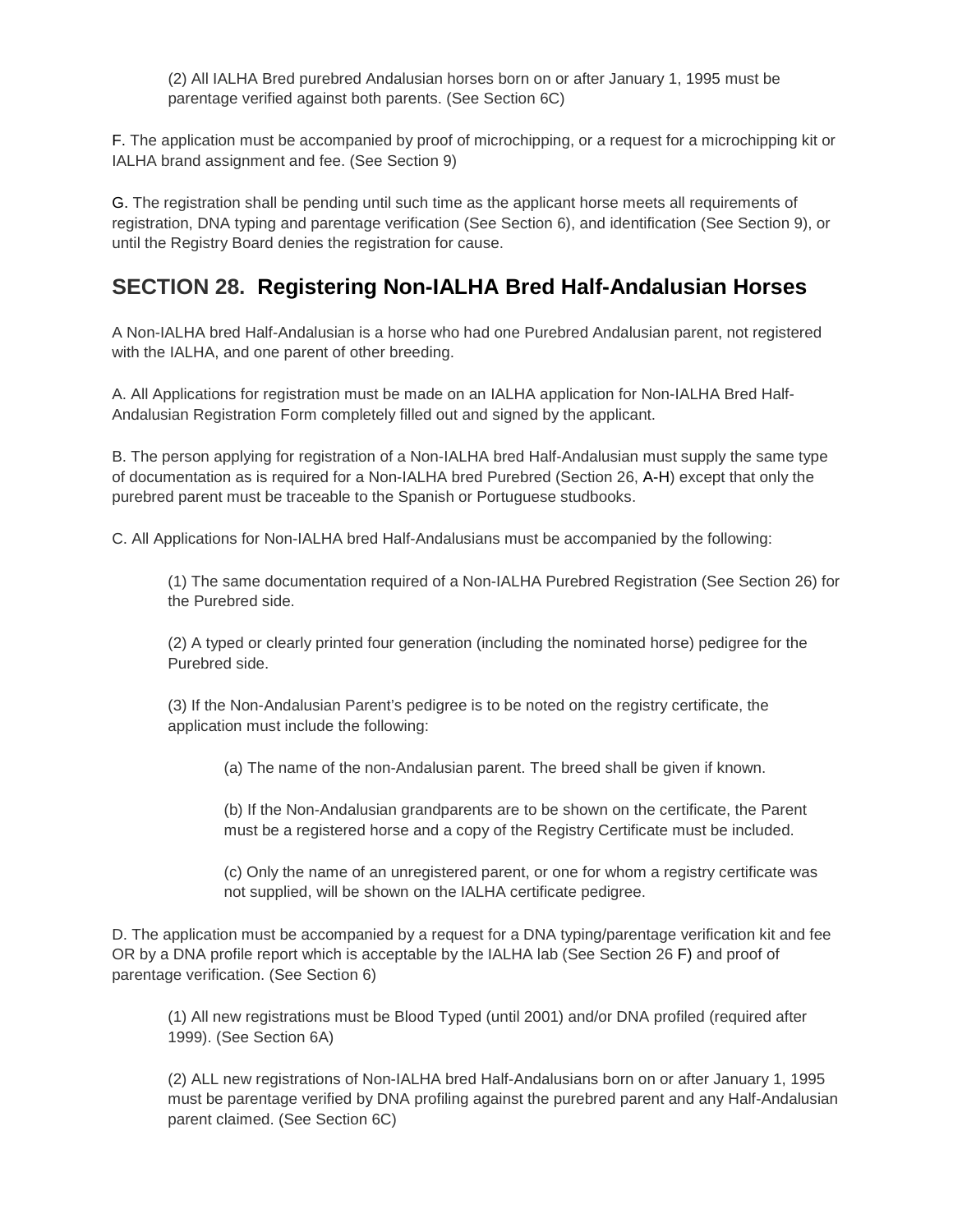(2) All IALHA Bred purebred Andalusian horses born on or after January 1, 1995 must be parentage verified against both parents. (See Section 6C)

F. The application must be accompanied by proof of microchipping, or a request for a microchipping kit or IALHA brand assignment and fee. (See Section 9)

G. The registration shall be pending until such time as the applicant horse meets all requirements of registration, DNA typing and parentage verification (See Section 6), and identification (See Section 9), or until the Registry Board denies the registration for cause.

## SECTION 28. Registering Non-IALHA Bred Half-Andalusian Horses

A Non-IALHA bred Half-Andalusian is a horse who had one Purebred Andalusian parent, not registered with the IALHA, and one parent of other breeding.

A. All Applications for registration must be made on an IALHA application for Non-IALHA Bred Half-Andalusian Registration Form completely filled out and signed by the applicant.

B. The person applying for registration of a Non-IALHA bred Half-Andalusian must supply the same type of documentation as is required for a Non-IALHA bred Purebred (Section 26, A-H) except that only the purebred parent must be traceable to the Spanish or Portuguese studbooks.

C. All Applications for Non-IALHA bred Half-Andalusians must be accompanied by the following:

(1) The same documentation required of a Non-IALHA Purebred Registration (See Section 26) for the Purebred side.

(2) A typed or clearly printed four generation (including the nominated horse) pedigree for the Purebred side.

(3) If the Non-Andalusian Parent's pedigree is to be noted on the registry certificate, the application must include the following:

(a) The name of the non-Andalusian parent. The breed shall be given if known.

(b) If the Non-Andalusian grandparents are to be shown on the certificate, the Parent must be a registered horse and a copy of the Registry Certificate must be included.

(c) Only the name of an unregistered parent, or one for whom a registry certificate was not supplied, will be shown on the IALHA certificate pedigree.

D. The application must be accompanied by a request for a DNA typing/parentage verification kit and fee OR by a DNA profile report which is acceptable by the IALHA lab (See Section 26 F) and proof of parentage verification. (See Section 6)

(1) All new registrations must be Blood Typed (until 2001) and/or DNA profiled (required after 1999). (See Section 6A)

(2) ALL new registrations of Non-IALHA bred Half-Andalusians born on or after January 1, 1995 must be parentage verified by DNA profiling against the purebred parent and any Half-Andalusian parent claimed. (See Section 6C)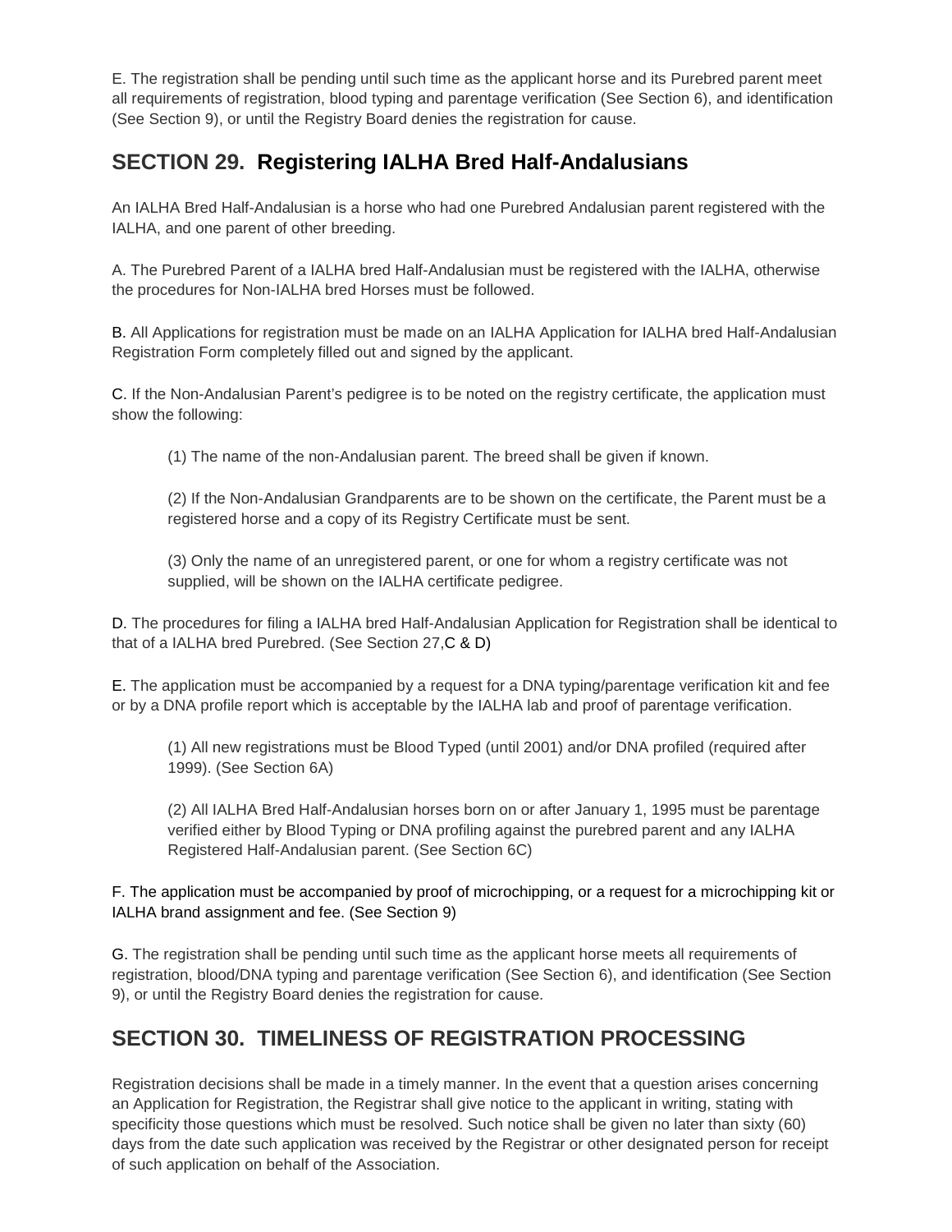E. The registration shall be pending until such time as the applicant horse and its Purebred parent meet all requirements of registration, blood typing and parentage verification (See Section 6), and identification (See Section 9), or until the Registry Board denies the registration for cause.

## SECTION 29. Registering IALHA Bred Half-Andalusians

An IALHA Bred Half-Andalusian is a horse who had one Purebred Andalusian parent registered with the IALHA, and one parent of other breeding.

A. The Purebred Parent of a IALHA bred Half-Andalusian must be registered with the IALHA, otherwise the procedures for Non-IALHA bred Horses must be followed.

B. All Applications for registration must be made on an IALHA Application for IALHA bred Half-Andalusian Registration Form completely filled out and signed by the applicant.

C. If the Non-Andalusian Parent's pedigree is to be noted on the registry certificate, the application must show the following:

> (1) The name of the non-Andalusian parent. The breed shall be given if known.
>
> (2) If the Non-Andalusian Grandparents are to be shown on the certificate, the Parent must be a registered horse and a copy of its Registry Certificate must be sent.
>
> (3) Only the name of an unregistered parent, or one for whom a registry certificate was not supplied, will be shown on the IALHA certificate pedigree.

D. The procedures for filing a IALHA bred Half-Andalusian Application for Registration shall be identical to that of a IALHA bred Purebred. (See Section 27,C & D)

E. The application must be accompanied by a request for a DNA typing/parentage verification kit and fee or by a DNA profile report which is acceptable by the IALHA lab and proof of parentage verification.

> (1) All new registrations must be Blood Typed (until 2001) and/or DNA profiled (required after 1999). (See Section 6A)
>
> (2) All IALHA Bred Half-Andalusian horses born on or after January 1, 1995 must be parentage verified either by Blood Typing or DNA profiling against the purebred parent and any IALHA Registered Half-Andalusian parent. (See Section 6C)

F. The application must be accompanied by proof of microchipping, or a request for a microchipping kit or IALHA brand assignment and fee. (See Section 9)

G. The registration shall be pending until such time as the applicant horse meets all requirements of registration, blood/DNA typing and parentage verification (See Section 6), and identification (See Section 9), or until the Registry Board denies the registration for cause.

## SECTION 30. TIMELINESS OF REGISTRATION PROCESSING

Registration decisions shall be made in a timely manner. In the event that a question arises concerning an Application for Registration, the Registrar shall give notice to the applicant in writing, stating with specificity those questions which must be resolved. Such notice shall be given no later than sixty (60) days from the date such application was received by the Registrar or other designated person for receipt of such application on behalf of the Association.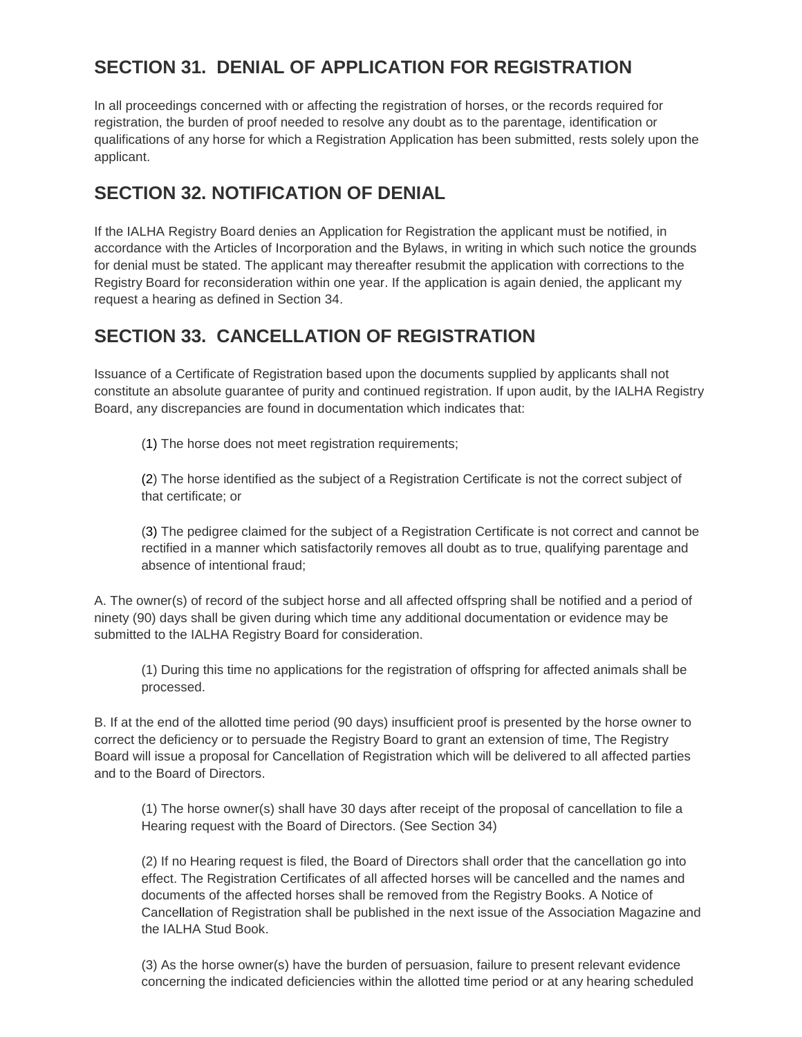## SECTION 31. DENIAL OF APPLICATION FOR REGISTRATION

In all proceedings concerned with or affecting the registration of horses, or the records required for registration, the burden of proof needed to resolve any doubt as to the parentage, identification or qualifications of any horse for which a Registration Application has been submitted, rests solely upon the applicant.

## SECTION 32. NOTIFICATION OF DENIAL

If the IALHA Registry Board denies an Application for Registration the applicant must be notified, in accordance with the Articles of Incorporation and the Bylaws, in writing in which such notice the grounds for denial must be stated. The applicant may thereafter resubmit the application with corrections to the Registry Board for reconsideration within one year. If the application is again denied, the applicant my request a hearing as defined in Section 34.

## SECTION 33. CANCELLATION OF REGISTRATION

Issuance of a Certificate of Registration based upon the documents supplied by applicants shall not constitute an absolute guarantee of purity and continued registration. If upon audit, by the IALHA Registry Board, any discrepancies are found in documentation which indicates that:

(1) The horse does not meet registration requirements;

(2) The horse identified as the subject of a Registration Certificate is not the correct subject of that certificate; or

(3) The pedigree claimed for the subject of a Registration Certificate is not correct and cannot be rectified in a manner which satisfactorily removes all doubt as to true, qualifying parentage and absence of intentional fraud;

A. The owner(s) of record of the subject horse and all affected offspring shall be notified and a period of ninety (90) days shall be given during which time any additional documentation or evidence may be submitted to the IALHA Registry Board for consideration.

(1) During this time no applications for the registration of offspring for affected animals shall be processed.

B. If at the end of the allotted time period (90 days) insufficient proof is presented by the horse owner to correct the deficiency or to persuade the Registry Board to grant an extension of time, The Registry Board will issue a proposal for Cancellation of Registration which will be delivered to all affected parties and to the Board of Directors.

(1) The horse owner(s) shall have 30 days after receipt of the proposal of cancellation to file a Hearing request with the Board of Directors. (See Section 34)

(2) If no Hearing request is filed, the Board of Directors shall order that the cancellation go into effect. The Registration Certificates of all affected horses will be cancelled and the names and documents of the affected horses shall be removed from the Registry Books. A Notice of Cancellation of Registration shall be published in the next issue of the Association Magazine and the IALHA Stud Book.

(3) As the horse owner(s) have the burden of persuasion, failure to present relevant evidence concerning the indicated deficiencies within the allotted time period or at any hearing scheduled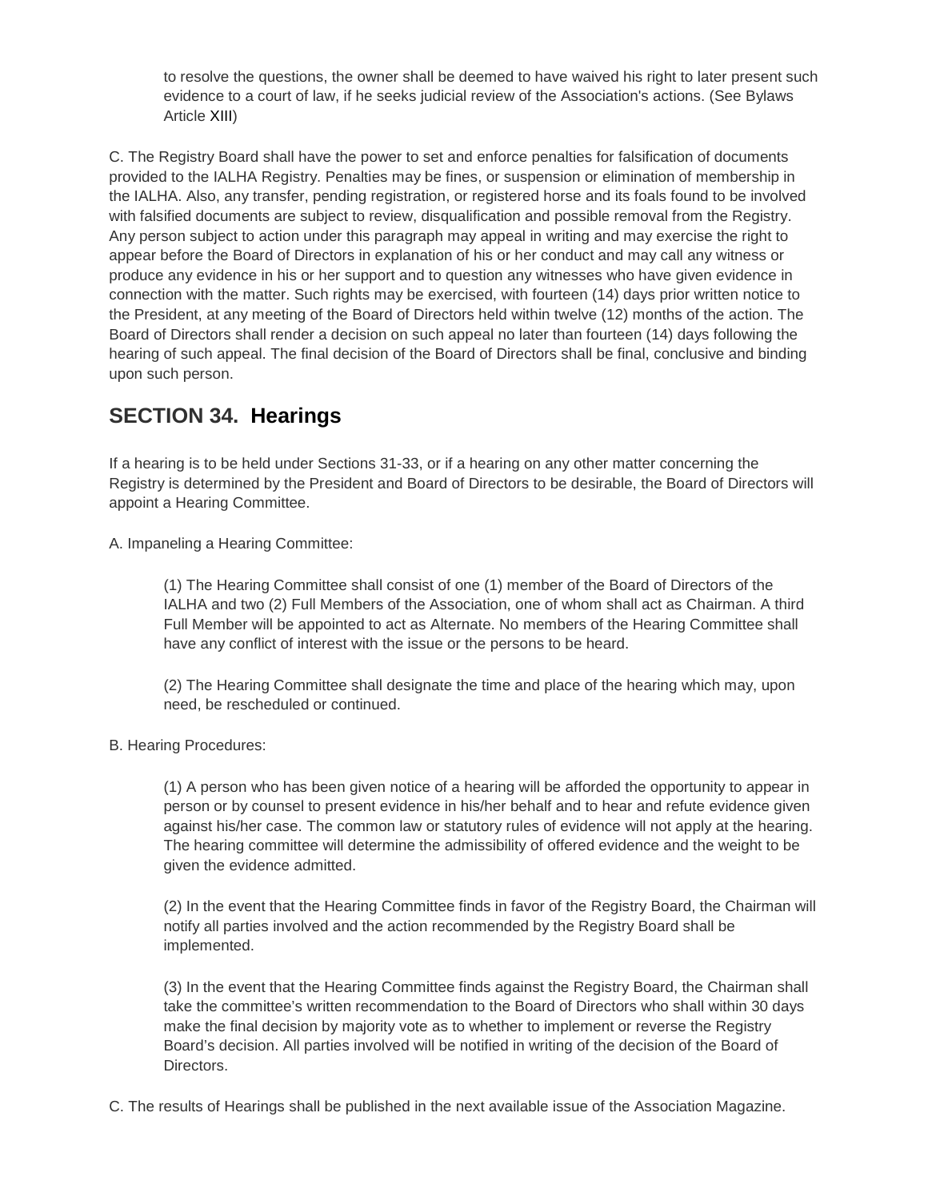to resolve the questions, the owner shall be deemed to have waived his right to later present such evidence to a court of law, if he seeks judicial review of the Association's actions. (See Bylaws Article XIII)

C. The Registry Board shall have the power to set and enforce penalties for falsification of documents provided to the IALHA Registry. Penalties may be fines, or suspension or elimination of membership in the IALHA. Also, any transfer, pending registration, or registered horse and its foals found to be involved with falsified documents are subject to review, disqualification and possible removal from the Registry. Any person subject to action under this paragraph may appeal in writing and may exercise the right to appear before the Board of Directors in explanation of his or her conduct and may call any witness or produce any evidence in his or her support and to question any witnesses who have given evidence in connection with the matter. Such rights may be exercised, with fourteen (14) days prior written notice to the President, at any meeting of the Board of Directors held within twelve (12) months of the action. The Board of Directors shall render a decision on such appeal no later than fourteen (14) days following the hearing of such appeal. The final decision of the Board of Directors shall be final, conclusive and binding upon such person.

## SECTION 34. Hearings

If a hearing is to be held under Sections 31-33, or if a hearing on any other matter concerning the Registry is determined by the President and Board of Directors to be desirable, the Board of Directors will appoint a Hearing Committee.

A. Impaneling a Hearing Committee:

(1) The Hearing Committee shall consist of one (1) member of the Board of Directors of the IALHA and two (2) Full Members of the Association, one of whom shall act as Chairman. A third Full Member will be appointed to act as Alternate. No members of the Hearing Committee shall have any conflict of interest with the issue or the persons to be heard.

(2) The Hearing Committee shall designate the time and place of the hearing which may, upon need, be rescheduled or continued.

B. Hearing Procedures:

(1) A person who has been given notice of a hearing will be afforded the opportunity to appear in person or by counsel to present evidence in his/her behalf and to hear and refute evidence given against his/her case. The common law or statutory rules of evidence will not apply at the hearing. The hearing committee will determine the admissibility of offered evidence and the weight to be given the evidence admitted.

(2) In the event that the Hearing Committee finds in favor of the Registry Board, the Chairman will notify all parties involved and the action recommended by the Registry Board shall be implemented.

(3) In the event that the Hearing Committee finds against the Registry Board, the Chairman shall take the committee's written recommendation to the Board of Directors who shall within 30 days make the final decision by majority vote as to whether to implement or reverse the Registry Board's decision. All parties involved will be notified in writing of the decision of the Board of Directors.

C. The results of Hearings shall be published in the next available issue of the Association Magazine.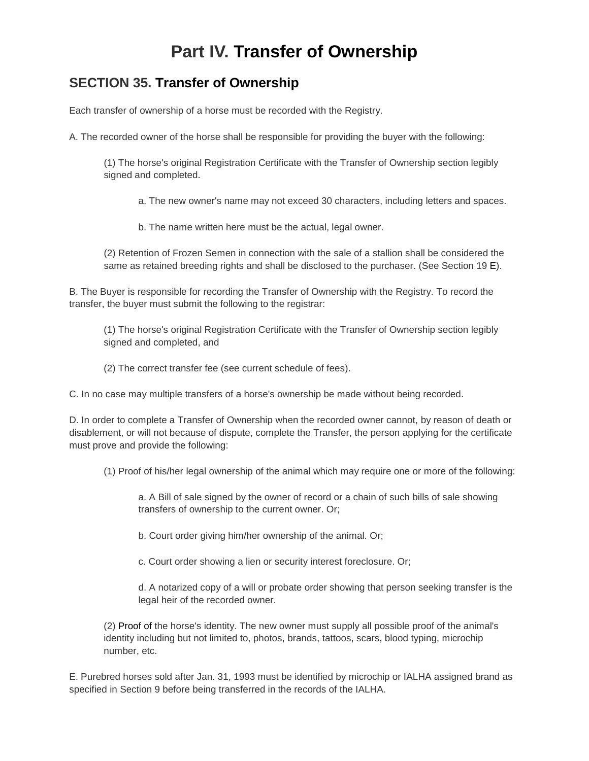# Part IV. Transfer of Ownership

## SECTION 35. Transfer of Ownership

Each transfer of ownership of a horse must be recorded with the Registry.

A. The recorded owner of the horse shall be responsible for providing the buyer with the following:

> (1) The horse's original Registration Certificate with the Transfer of Ownership section legibly signed and completed.
>
> > a. The new owner's name may not exceed 30 characters, including letters and spaces.
> >
> > b. The name written here must be the actual, legal owner.
>
> (2) Retention of Frozen Semen in connection with the sale of a stallion shall be considered the same as retained breeding rights and shall be disclosed to the purchaser. (See Section 19 E).

B. The Buyer is responsible for recording the Transfer of Ownership with the Registry. To record the transfer, the buyer must submit the following to the registrar:

> (1) The horse's original Registration Certificate with the Transfer of Ownership section legibly signed and completed, and
>
> (2) The correct transfer fee (see current schedule of fees).

C. In no case may multiple transfers of a horse's ownership be made without being recorded.

D. In order to complete a Transfer of Ownership when the recorded owner cannot, by reason of death or disablement, or will not because of dispute, complete the Transfer, the person applying for the certificate must prove and provide the following:

> (1) Proof of his/her legal ownership of the animal which may require one or more of the following:
>
> > a. A Bill of sale signed by the owner of record or a chain of such bills of sale showing transfers of ownership to the current owner. Or;
> >
> > b. Court order giving him/her ownership of the animal. Or;
> >
> > c. Court order showing a lien or security interest foreclosure. Or;
> >
> > d. A notarized copy of a will or probate order showing that person seeking transfer is the legal heir of the recorded owner.
>
> (2) Proof of the horse's identity. The new owner must supply all possible proof of the animal's identity including but not limited to, photos, brands, tattoos, scars, blood typing, microchip number, etc.

E. Purebred horses sold after Jan. 31, 1993 must be identified by microchip or IALHA assigned brand as specified in Section 9 before being transferred in the records of the IALHA.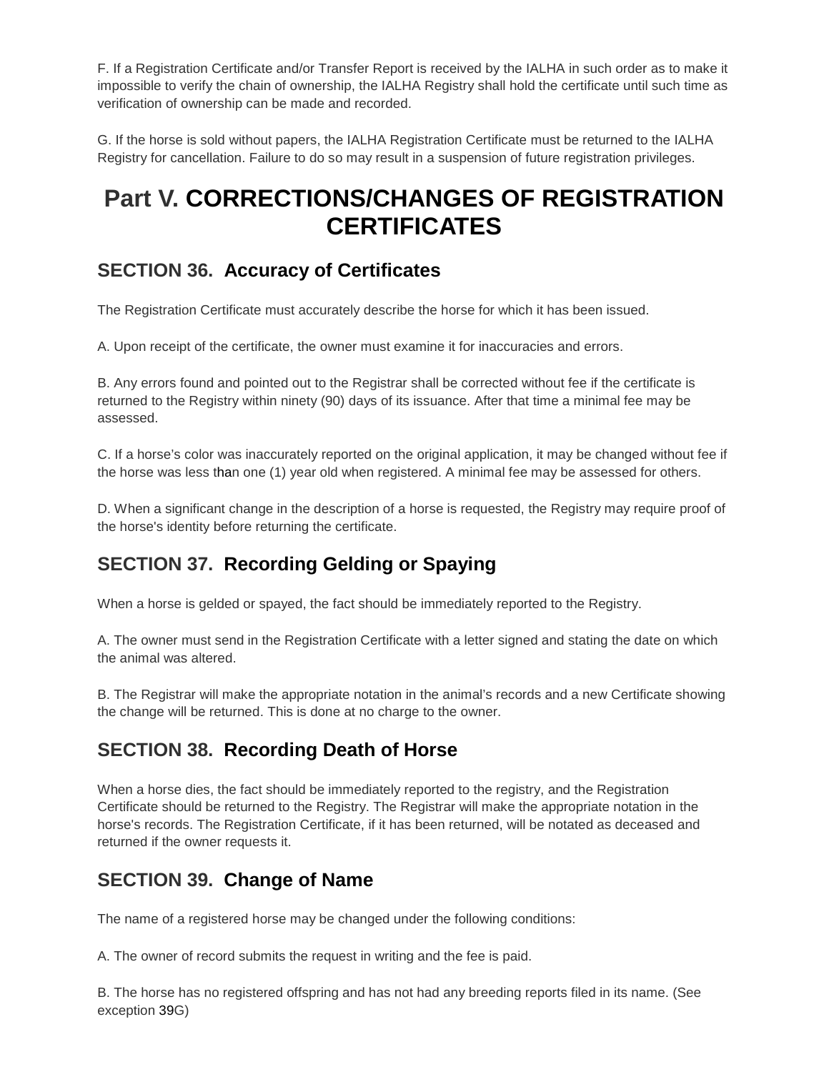F. If a Registration Certificate and/or Transfer Report is received by the IALHA in such order as to make it impossible to verify the chain of ownership, the IALHA Registry shall hold the certificate until such time as verification of ownership can be made and recorded.

G. If the horse is sold without papers, the IALHA Registration Certificate must be returned to the IALHA Registry for cancellation. Failure to do so may result in a suspension of future registration privileges.

# Part V. CORRECTIONS/CHANGES OF REGISTRATION CERTIFICATES

## SECTION 36. Accuracy of Certificates

The Registration Certificate must accurately describe the horse for which it has been issued.

A. Upon receipt of the certificate, the owner must examine it for inaccuracies and errors.

B. Any errors found and pointed out to the Registrar shall be corrected without fee if the certificate is returned to the Registry within ninety (90) days of its issuance. After that time a minimal fee may be assessed.

C. If a horse's color was inaccurately reported on the original application, it may be changed without fee if the horse was less than one (1) year old when registered. A minimal fee may be assessed for others.

D. When a significant change in the description of a horse is requested, the Registry may require proof of the horse's identity before returning the certificate.

## SECTION 37. Recording Gelding or Spaying

When a horse is gelded or spayed, the fact should be immediately reported to the Registry.

A. The owner must send in the Registration Certificate with a letter signed and stating the date on which the animal was altered.

B. The Registrar will make the appropriate notation in the animal's records and a new Certificate showing the change will be returned. This is done at no charge to the owner.

## SECTION 38. Recording Death of Horse

When a horse dies, the fact should be immediately reported to the registry, and the Registration Certificate should be returned to the Registry. The Registrar will make the appropriate notation in the horse's records. The Registration Certificate, if it has been returned, will be notated as deceased and returned if the owner requests it.

## SECTION 39. Change of Name

The name of a registered horse may be changed under the following conditions:

A. The owner of record submits the request in writing and the fee is paid.

B. The horse has no registered offspring and has not had any breeding reports filed in its name. (See exception 39G)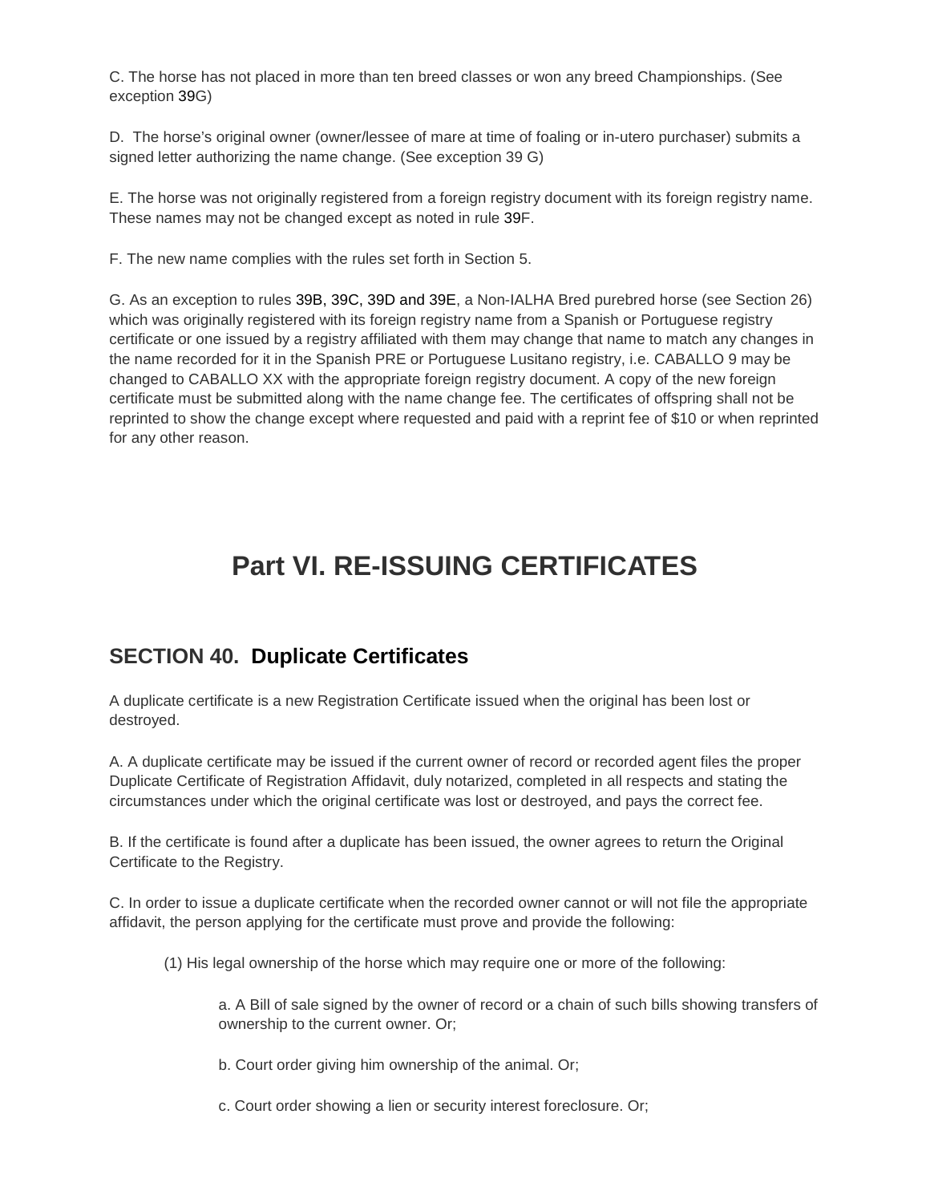C. The horse has not placed in more than ten breed classes or won any breed Championships. (See exception 39G)

D. The horse's original owner (owner/lessee of mare at time of foaling or in-utero purchaser) submits a signed letter authorizing the name change. (See exception 39 G)

E. The horse was not originally registered from a foreign registry document with its foreign registry name. These names may not be changed except as noted in rule 39F.

F. The new name complies with the rules set forth in Section 5.

G. As an exception to rules 39B, 39C, 39D and 39E, a Non-IALHA Bred purebred horse (see Section 26) which was originally registered with its foreign registry name from a Spanish or Portuguese registry certificate or one issued by a registry affiliated with them may change that name to match any changes in the name recorded for it in the Spanish PRE or Portuguese Lusitano registry, i.e. CABALLO 9 may be changed to CABALLO XX with the appropriate foreign registry document. A copy of the new foreign certificate must be submitted along with the name change fee. The certificates of offspring shall not be reprinted to show the change except where requested and paid with a reprint fee of $10 or when reprinted for any other reason.

# Part VI. RE-ISSUING CERTIFICATES

## SECTION 40. Duplicate Certificates

A duplicate certificate is a new Registration Certificate issued when the original has been lost or destroyed.

A. A duplicate certificate may be issued if the current owner of record or recorded agent files the proper Duplicate Certificate of Registration Affidavit, duly notarized, completed in all respects and stating the circumstances under which the original certificate was lost or destroyed, and pays the correct fee.

B. If the certificate is found after a duplicate has been issued, the owner agrees to return the Original Certificate to the Registry.

C. In order to issue a duplicate certificate when the recorded owner cannot or will not file the appropriate affidavit, the person applying for the certificate must prove and provide the following:

(1) His legal ownership of the horse which may require one or more of the following:

a. A Bill of sale signed by the owner of record or a chain of such bills showing transfers of ownership to the current owner. Or;

b. Court order giving him ownership of the animal. Or;

c. Court order showing a lien or security interest foreclosure. Or;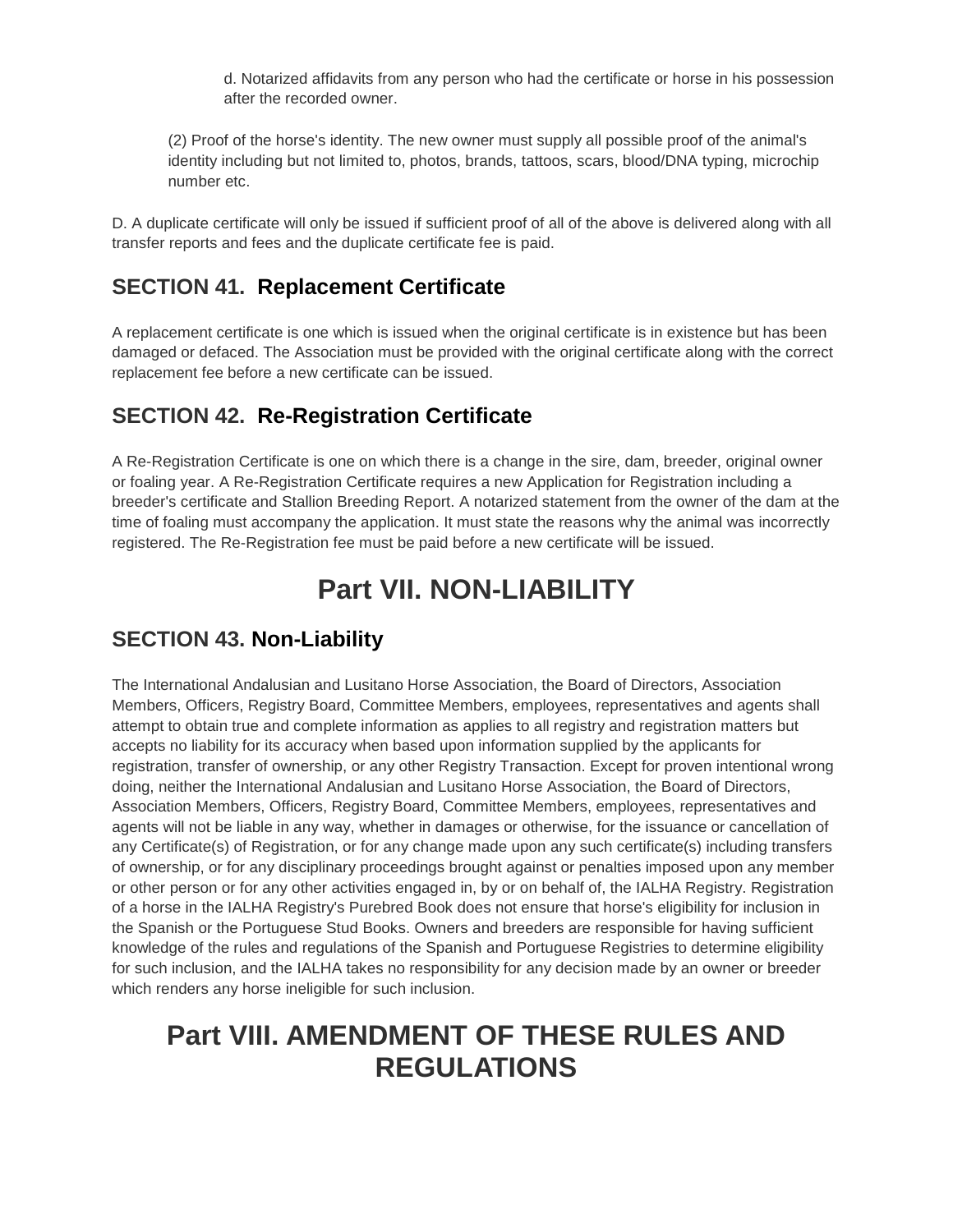d. Notarized affidavits from any person who had the certificate or horse in his possession after the recorded owner.

(2) Proof of the horse's identity. The new owner must supply all possible proof of the animal's identity including but not limited to, photos, brands, tattoos, scars, blood/DNA typing, microchip number etc.

D. A duplicate certificate will only be issued if sufficient proof of all of the above is delivered along with all transfer reports and fees and the duplicate certificate fee is paid.

## SECTION 41. Replacement Certificate

A replacement certificate is one which is issued when the original certificate is in existence but has been damaged or defaced. The Association must be provided with the original certificate along with the correct replacement fee before a new certificate can be issued.

## SECTION 42. Re-Registration Certificate

A Re-Registration Certificate is one on which there is a change in the sire, dam, breeder, original owner or foaling year. A Re-Registration Certificate requires a new Application for Registration including a breeder's certificate and Stallion Breeding Report. A notarized statement from the owner of the dam at the time of foaling must accompany the application. It must state the reasons why the animal was incorrectly registered. The Re-Registration fee must be paid before a new certificate will be issued.

# Part VII. NON-LIABILITY

## SECTION 43. Non-Liability

The International Andalusian and Lusitano Horse Association, the Board of Directors, Association Members, Officers, Registry Board, Committee Members, employees, representatives and agents shall attempt to obtain true and complete information as applies to all registry and registration matters but accepts no liability for its accuracy when based upon information supplied by the applicants for registration, transfer of ownership, or any other Registry Transaction. Except for proven intentional wrong doing, neither the International Andalusian and Lusitano Horse Association, the Board of Directors, Association Members, Officers, Registry Board, Committee Members, employees, representatives and agents will not be liable in any way, whether in damages or otherwise, for the issuance or cancellation of any Certificate(s) of Registration, or for any change made upon any such certificate(s) including transfers of ownership, or for any disciplinary proceedings brought against or penalties imposed upon any member or other person or for any other activities engaged in, by or on behalf of, the IALHA Registry. Registration of a horse in the IALHA Registry's Purebred Book does not ensure that horse's eligibility for inclusion in the Spanish or the Portuguese Stud Books. Owners and breeders are responsible for having sufficient knowledge of the rules and regulations of the Spanish and Portuguese Registries to determine eligibility for such inclusion, and the IALHA takes no responsibility for any decision made by an owner or breeder which renders any horse ineligible for such inclusion.

# Part VIII. AMENDMENT OF THESE RULES AND REGULATIONS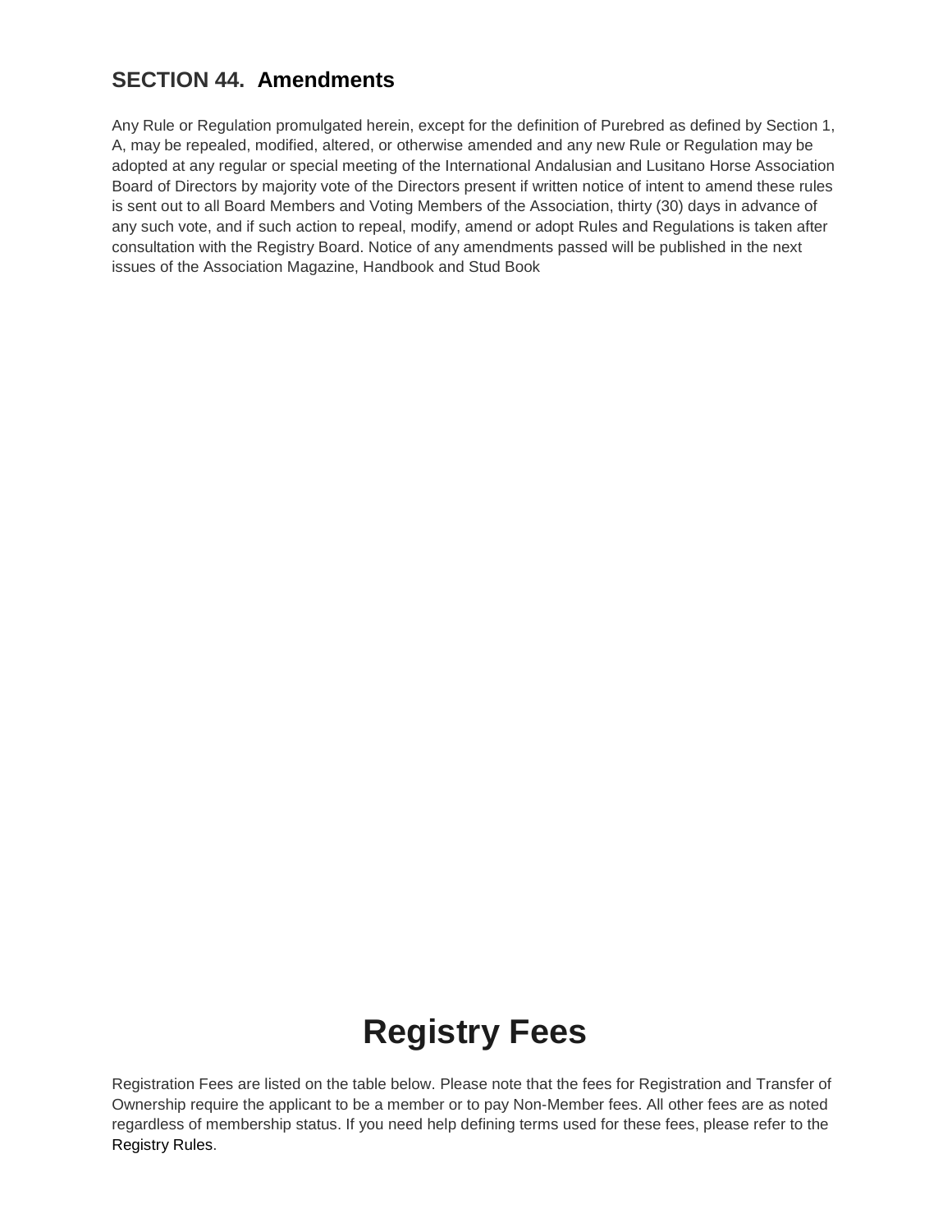## SECTION 44. Amendments

Any Rule or Regulation promulgated herein, except for the definition of Purebred as defined by Section 1, A, may be repealed, modified, altered, or otherwise amended and any new Rule or Regulation may be adopted at any regular or special meeting of the International Andalusian and Lusitano Horse Association Board of Directors by majority vote of the Directors present if written notice of intent to amend these rules is sent out to all Board Members and Voting Members of the Association, thirty (30) days in advance of any such vote, and if such action to repeal, modify, amend or adopt Rules and Regulations is taken after consultation with the Registry Board. Notice of any amendments passed will be published in the next issues of the Association Magazine, Handbook and Stud Book

# Registry Fees

Registration Fees are listed on the table below. Please note that the fees for Registration and Transfer of Ownership require the applicant to be a member or to pay Non-Member fees. All other fees are as noted regardless of membership status. If you need help defining terms used for these fees, please refer to the Registry Rules.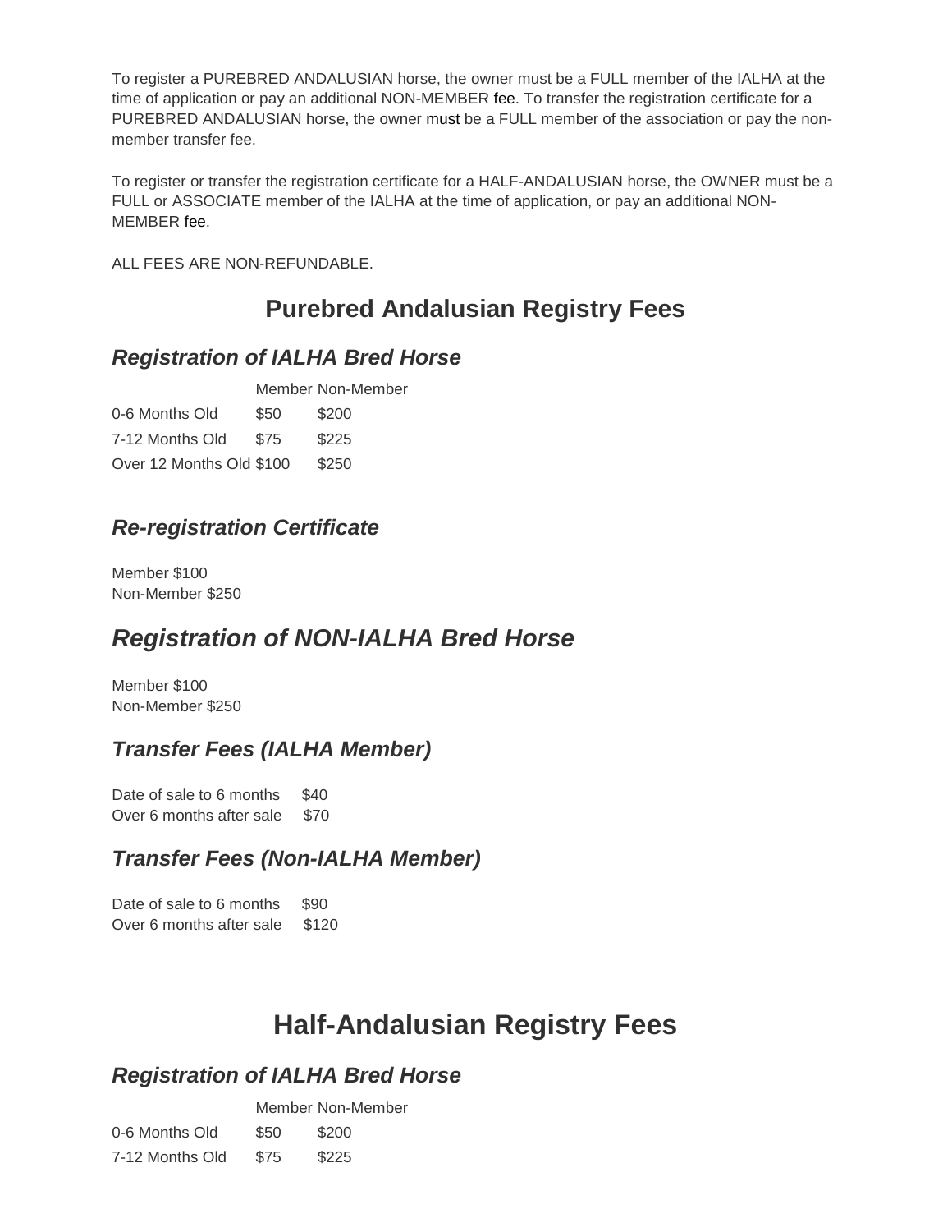To register a PUREBRED ANDALUSIAN horse, the owner must be a FULL member of the IALHA at the time of application or pay an additional NON-MEMBER fee. To transfer the registration certificate for a PUREBRED ANDALUSIAN horse, the owner must be a FULL member of the association or pay the non-member transfer fee.

To register or transfer the registration certificate for a HALF-ANDALUSIAN horse, the OWNER must be a FULL or ASSOCIATE member of the IALHA at the time of application, or pay an additional NON-MEMBER fee.

ALL FEES ARE NON-REFUNDABLE.

## Purebred Andalusian Registry Fees

### *Registration of IALHA Bred Horse*

| | Member | Non-Member |
|---|---|---|
| 0-6 Months Old | $50 | $200 |
| 7-12 Months Old | $75 | $225 |
| Over 12 Months Old | $100 | $250 |

### *Re-registration Certificate*

Member $100
Non-Member $250

### *Registration of NON-IALHA Bred Horse*

Member $100
Non-Member $250

### *Transfer Fees (IALHA Member)*

Date of sale to 6 months $40
Over 6 months after sale $70

### *Transfer Fees (Non-IALHA Member)*

Date of sale to 6 months $90
Over 6 months after sale $120

## Half-Andalusian Registry Fees

### *Registration of IALHA Bred Horse*

| | Member | Non-Member |
|---|---|---|
| 0-6 Months Old | $50 | $200 |
| 7-12 Months Old | $75 | $225 |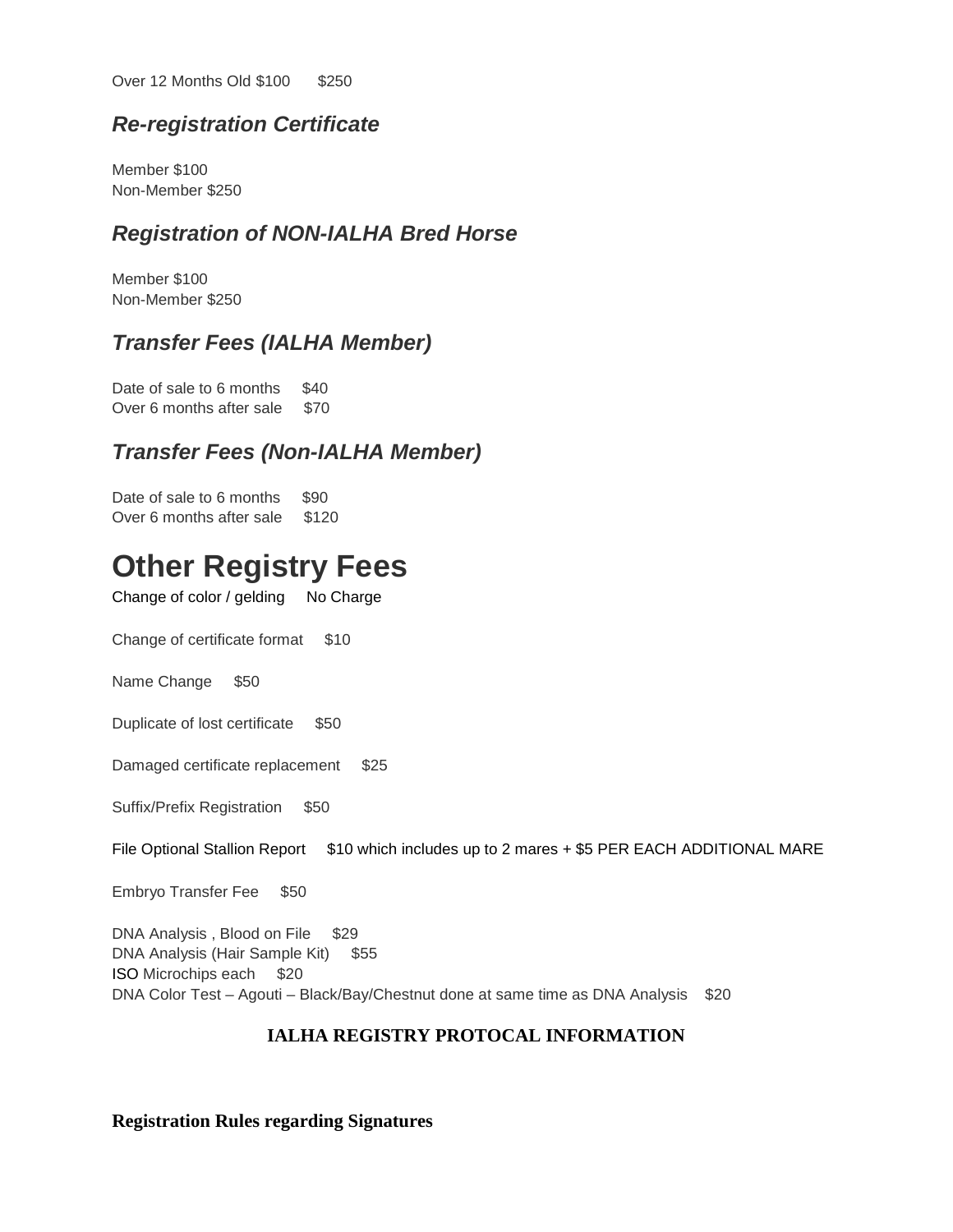Over 12 Months Old $100 $250

### *Re-registration Certificate*

Member $100
Non-Member $250

### *Registration of NON-IALHA Bred Horse*

Member $100
Non-Member $250

### *Transfer Fees (IALHA Member)*

Date of sale to 6 months $40
Over 6 months after sale $70

### *Transfer Fees (Non-IALHA Member)*

Date of sale to 6 months $90
Over 6 months after sale $120

# Other Registry Fees

Change of color / gelding No Charge

Change of certificate format $10

Name Change $50

Duplicate of lost certificate $50

Damaged certificate replacement $25

Suffix/Prefix Registration $50

File Optional Stallion Report $10 which includes up to 2 mares + $5 PER EACH ADDITIONAL MARE

Embryo Transfer Fee $50

DNA Analysis , Blood on File $29
DNA Analysis (Hair Sample Kit) $55
ISO Microchips each $20
DNA Color Test – Agouti – Black/Bay/Chestnut done at same time as DNA Analysis $20

**IALHA REGISTRY PROTOCAL INFORMATION**

**Registration Rules regarding Signatures**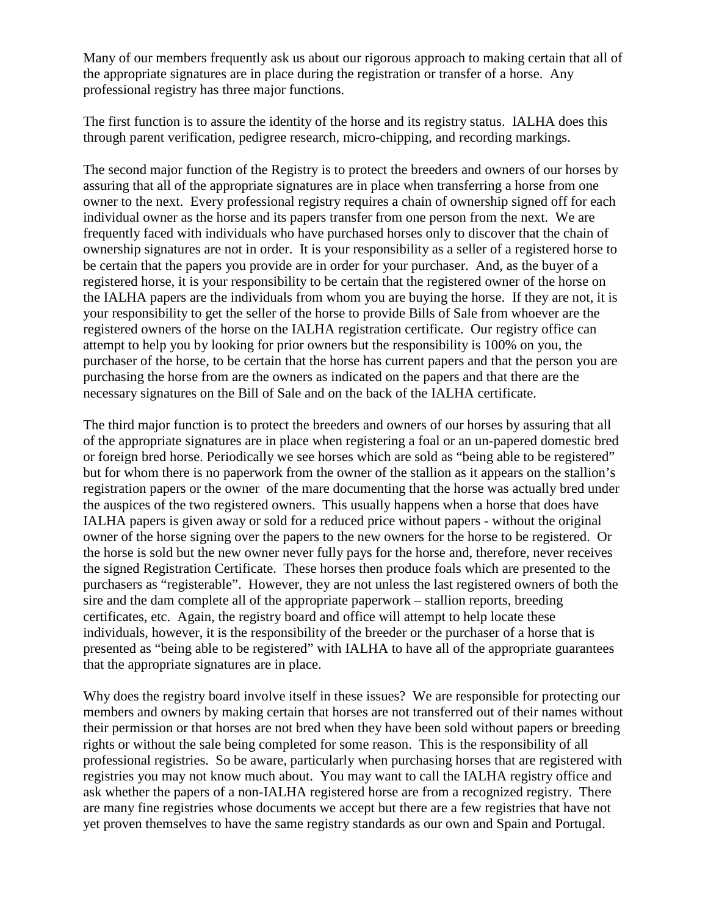Many of our members frequently ask us about our rigorous approach to making certain that all of the appropriate signatures are in place during the registration or transfer of a horse. Any professional registry has three major functions.

The first function is to assure the identity of the horse and its registry status. IALHA does this through parent verification, pedigree research, micro-chipping, and recording markings.

The second major function of the Registry is to protect the breeders and owners of our horses by assuring that all of the appropriate signatures are in place when transferring a horse from one owner to the next. Every professional registry requires a chain of ownership signed off for each individual owner as the horse and its papers transfer from one person from the next. We are frequently faced with individuals who have purchased horses only to discover that the chain of ownership signatures are not in order. It is your responsibility as a seller of a registered horse to be certain that the papers you provide are in order for your purchaser. And, as the buyer of a registered horse, it is your responsibility to be certain that the registered owner of the horse on the IALHA papers are the individuals from whom you are buying the horse. If they are not, it is your responsibility to get the seller of the horse to provide Bills of Sale from whoever are the registered owners of the horse on the IALHA registration certificate. Our registry office can attempt to help you by looking for prior owners but the responsibility is 100% on you, the purchaser of the horse, to be certain that the horse has current papers and that the person you are purchasing the horse from are the owners as indicated on the papers and that there are the necessary signatures on the Bill of Sale and on the back of the IALHA certificate.

The third major function is to protect the breeders and owners of our horses by assuring that all of the appropriate signatures are in place when registering a foal or an un-papered domestic bred or foreign bred horse. Periodically we see horses which are sold as "being able to be registered" but for whom there is no paperwork from the owner of the stallion as it appears on the stallion's registration papers or the owner of the mare documenting that the horse was actually bred under the auspices of the two registered owners. This usually happens when a horse that does have IALHA papers is given away or sold for a reduced price without papers - without the original owner of the horse signing over the papers to the new owners for the horse to be registered. Or the horse is sold but the new owner never fully pays for the horse and, therefore, never receives the signed Registration Certificate. These horses then produce foals which are presented to the purchasers as "registerable". However, they are not unless the last registered owners of both the sire and the dam complete all of the appropriate paperwork – stallion reports, breeding certificates, etc. Again, the registry board and office will attempt to help locate these individuals, however, it is the responsibility of the breeder or the purchaser of a horse that is presented as "being able to be registered" with IALHA to have all of the appropriate guarantees that the appropriate signatures are in place.

Why does the registry board involve itself in these issues? We are responsible for protecting our members and owners by making certain that horses are not transferred out of their names without their permission or that horses are not bred when they have been sold without papers or breeding rights or without the sale being completed for some reason. This is the responsibility of all professional registries. So be aware, particularly when purchasing horses that are registered with registries you may not know much about. You may want to call the IALHA registry office and ask whether the papers of a non-IALHA registered horse are from a recognized registry. There are many fine registries whose documents we accept but there are a few registries that have not yet proven themselves to have the same registry standards as our own and Spain and Portugal.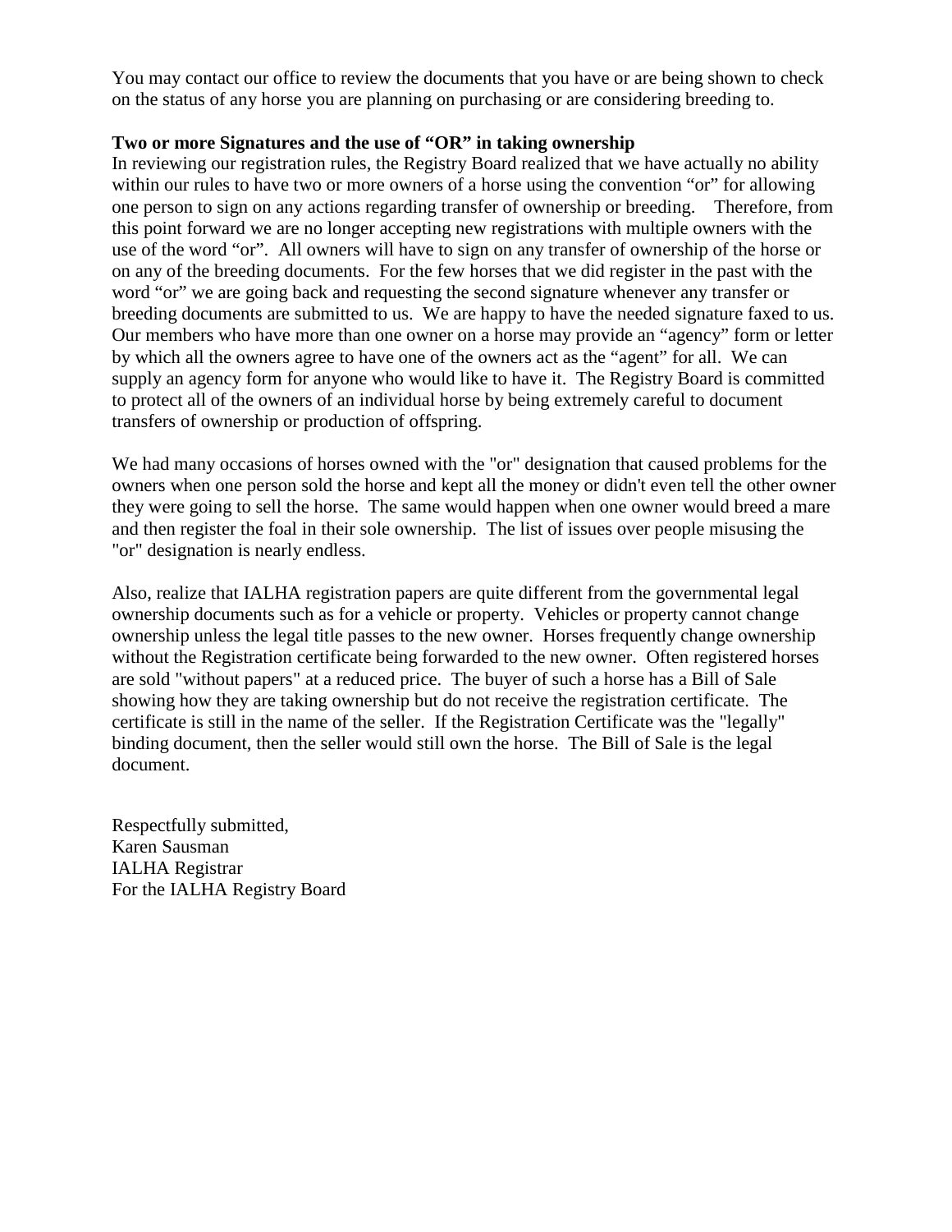You may contact our office to review the documents that you have or are being shown to check on the status of any horse you are planning on purchasing or are considering breeding to.

**Two or more Signatures and the use of "OR" in taking ownership**

In reviewing our registration rules, the Registry Board realized that we have actually no ability within our rules to have two or more owners of a horse using the convention "or" for allowing one person to sign on any actions regarding transfer of ownership or breeding. Therefore, from this point forward we are no longer accepting new registrations with multiple owners with the use of the word "or". All owners will have to sign on any transfer of ownership of the horse or on any of the breeding documents. For the few horses that we did register in the past with the word "or" we are going back and requesting the second signature whenever any transfer or breeding documents are submitted to us. We are happy to have the needed signature faxed to us. Our members who have more than one owner on a horse may provide an "agency" form or letter by which all the owners agree to have one of the owners act as the "agent" for all. We can supply an agency form for anyone who would like to have it. The Registry Board is committed to protect all of the owners of an individual horse by being extremely careful to document transfers of ownership or production of offspring.

We had many occasions of horses owned with the "or" designation that caused problems for the owners when one person sold the horse and kept all the money or didn't even tell the other owner they were going to sell the horse. The same would happen when one owner would breed a mare and then register the foal in their sole ownership. The list of issues over people misusing the "or" designation is nearly endless.

Also, realize that IALHA registration papers are quite different from the governmental legal ownership documents such as for a vehicle or property. Vehicles or property cannot change ownership unless the legal title passes to the new owner. Horses frequently change ownership without the Registration certificate being forwarded to the new owner. Often registered horses are sold "without papers" at a reduced price. The buyer of such a horse has a Bill of Sale showing how they are taking ownership but do not receive the registration certificate. The certificate is still in the name of the seller. If the Registration Certificate was the "legally" binding document, then the seller would still own the horse. The Bill of Sale is the legal document.

Respectfully submitted,
Karen Sausman
IALHA Registrar
For the IALHA Registry Board